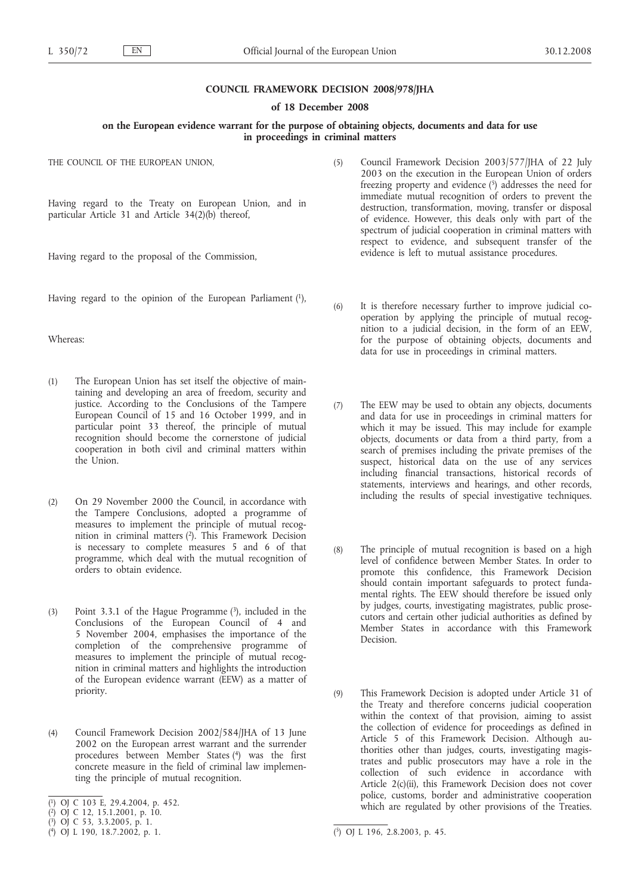# COUNCIL FRAMEWORK DECISION 2008/978/JHA

## of 18 December 2008

## on the European evidence warrant for the purpose of obtaining objects, documents and data for use in proceedings in criminal matters

THE COUNCIL OF THE EUROPEAN UNION,

Having regard to the Treaty on European Union, and in particular Article 31 and Article 34(2)(b) thereof,

Having regard to the proposal of the Commission,

Having regard to the opinion of the European Parliament [1],

Whereas:

(1) The European Union has set itself the objective of maintaining and developing an area of freedom, security and justice. According to the Conclusions of the Tampere European Council of 15 and 16 October 1999, and in particular point 33 thereof, the principle of mutual recognition should become the cornerstone of judicial cooperation in both civil and criminal matters within the Union.

(2) On 29 November 2000 the Council, in accordance with the Tampere Conclusions, adopted a programme of measures to implement the principle of mutual recognition in criminal matters [2]. This Framework Decision is necessary to complete measures 5 and 6 of that programme, which deal with the mutual recognition of orders to obtain evidence.

(3) Point 3.3.1 of the Hague Programme [3], included in the Conclusions of the European Council of 4 and 5 November 2004, emphasises the importance of the completion of the comprehensive programme of measures to implement the principle of mutual recognition in criminal matters and highlights the introduction of the European evidence warrant (EEW) as a matter of priority.

(4) Council Framework Decision 2002/584/JHA of 13 June 2002 on the European arrest warrant and the surrender procedures between Member States [4] was the first concrete measure in the field of criminal law implementing the principle of mutual recognition.

(5) Council Framework Decision 2003/577/JHA of 22 July 2003 on the execution in the European Union of orders freezing property and evidence [5] addresses the need for immediate mutual recognition of orders to prevent the destruction, transformation, moving, transfer or disposal of evidence. However, this deals only with part of the spectrum of judicial cooperation in criminal matters with respect to evidence, and subsequent transfer of the evidence is left to mutual assistance procedures.

(6) It is therefore necessary further to improve judicial cooperation by applying the principle of mutual recognition to a judicial decision, in the form of an EEW, for the purpose of obtaining objects, documents and data for use in proceedings in criminal matters.

(7) The EEW may be used to obtain any objects, documents and data for use in proceedings in criminal matters for which it may be issued. This may include for example objects, documents or data from a third party, from a search of premises including the private premises of the suspect, historical data on the use of any services including financial transactions, historical records of statements, interviews and hearings, and other records, including the results of special investigative techniques.

(8) The principle of mutual recognition is based on a high level of confidence between Member States. In order to promote this confidence, this Framework Decision should contain important safeguards to protect fundamental rights. The EEW should therefore be issued only by judges, courts, investigating magistrates, public prosecutors and certain other judicial authorities as defined by Member States in accordance with this Framework Decision.

(9) This Framework Decision is adopted under Article 31 of the Treaty and therefore concerns judicial cooperation within the context of that provision, aiming to assist the collection of evidence for proceedings as defined in Article 5 of this Framework Decision. Although authorities other than judges, courts, investigating magistrates and public prosecutors may have a role in the collection of such evidence in accordance with Article 2(c)(ii), this Framework Decision does not cover police, customs, border and administrative cooperation which are regulated by other provisions of the Treaties.

---

[1] OJ C 103 E, 29.4.2004, p. 452.
[2] OJ C 12, 15.1.2001, p. 10.
[3] OJ C 53, 3.3.2005, p. 1.
[4] OJ L 190, 18.7.2002, p. 1.
[5] OJ L 196, 2.8.2003, p. 45.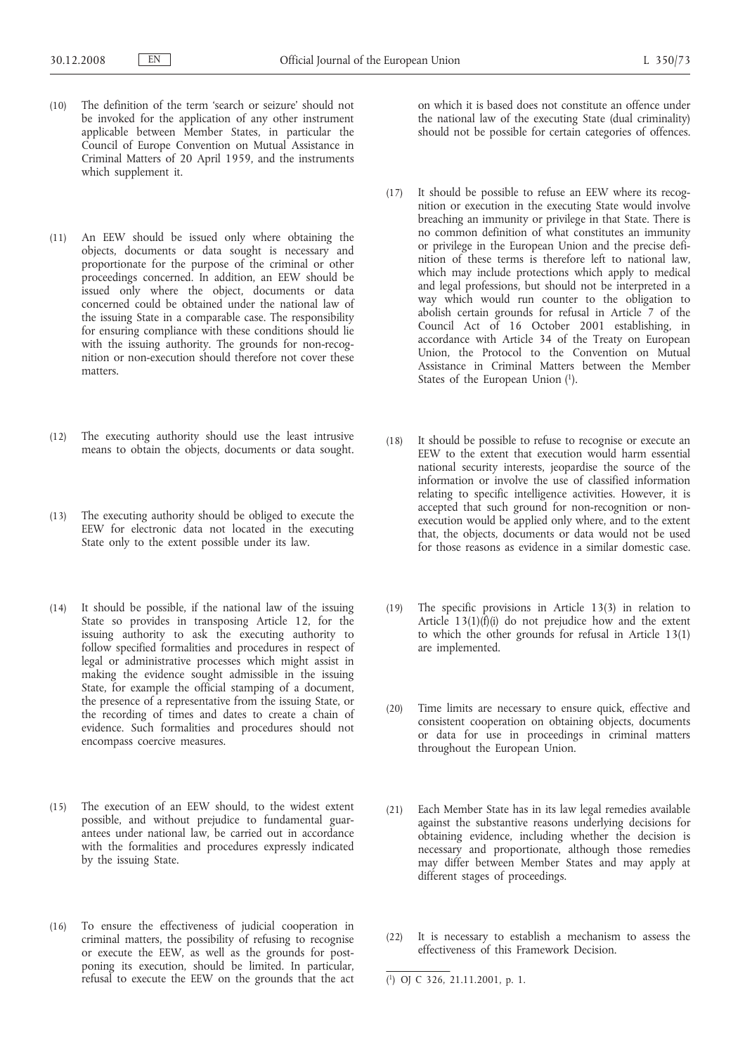(10) The definition of the term 'search or seizure' should not be invoked for the application of any other instrument applicable between Member States, in particular the Council of Europe Convention on Mutual Assistance in Criminal Matters of 20 April 1959, and the instruments which supplement it.

(11) An EEW should be issued only where obtaining the objects, documents or data sought is necessary and proportionate for the purpose of the criminal or other proceedings concerned. In addition, an EEW should be issued only where the object, documents or data concerned could be obtained under the national law of the issuing State in a comparable case. The responsibility for ensuring compliance with these conditions should lie with the issuing authority. The grounds for non-recognition or non-execution should therefore not cover these matters.

(12) The executing authority should use the least intrusive means to obtain the objects, documents or data sought.

(13) The executing authority should be obliged to execute the EEW for electronic data not located in the executing State only to the extent possible under its law.

(14) It should be possible, if the national law of the issuing State so provides in transposing Article 12, for the issuing authority to ask the executing authority to follow specified formalities and procedures in respect of legal or administrative processes which might assist in making the evidence sought admissible in the issuing State, for example the official stamping of a document, the presence of a representative from the issuing State, or the recording of times and dates to create a chain of evidence. Such formalities and procedures should not encompass coercive measures.

(15) The execution of an EEW should, to the widest extent possible, and without prejudice to fundamental guarantees under national law, be carried out in accordance with the formalities and procedures expressly indicated by the issuing State.

(16) To ensure the effectiveness of judicial cooperation in criminal matters, the possibility of refusing to recognise or execute the EEW, as well as the grounds for postponing its execution, should be limited. In particular, refusal to execute the EEW on the grounds that the act on which it is based does not constitute an offence under the national law of the executing State (dual criminality) should not be possible for certain categories of offences.

(17) It should be possible to refuse an EEW where its recognition or execution in the executing State would involve breaching an immunity or privilege in that State. There is no common definition of what constitutes an immunity or privilege in the European Union and the precise definition of these terms is therefore left to national law, which may include protections which apply to medical and legal professions, but should not be interpreted in a way which would run counter to the obligation to abolish certain grounds for refusal in Article 7 of the Council Act of 16 October 2001 establishing, in accordance with Article 34 of the Treaty on European Union, the Protocol to the Convention on Mutual Assistance in Criminal Matters between the Member States of the European Union [1].

(18) It should be possible to refuse to recognise or execute an EEW to the extent that execution would harm essential national security interests, jeopardise the source of the information or involve the use of classified information relating to specific intelligence activities. However, it is accepted that such ground for non-recognition or non-execution would be applied only where, and to the extent that, the objects, documents or data would not be used for those reasons as evidence in a similar domestic case.

(19) The specific provisions in Article 13(3) in relation to Article 13(1)(f)(i) do not prejudice how and the extent to which the other grounds for refusal in Article 13(1) are implemented.

(20) Time limits are necessary to ensure quick, effective and consistent cooperation on obtaining objects, documents or data for use in proceedings in criminal matters throughout the European Union.

(21) Each Member State has in its law legal remedies available against the substantive reasons underlying decisions for obtaining evidence, including whether the decision is necessary and proportionate, although those remedies may differ between Member States and may apply at different stages of proceedings.

(22) It is necessary to establish a mechanism to assess the effectiveness of this Framework Decision.

---

[1] OJ C 326, 21.11.2001, p. 1.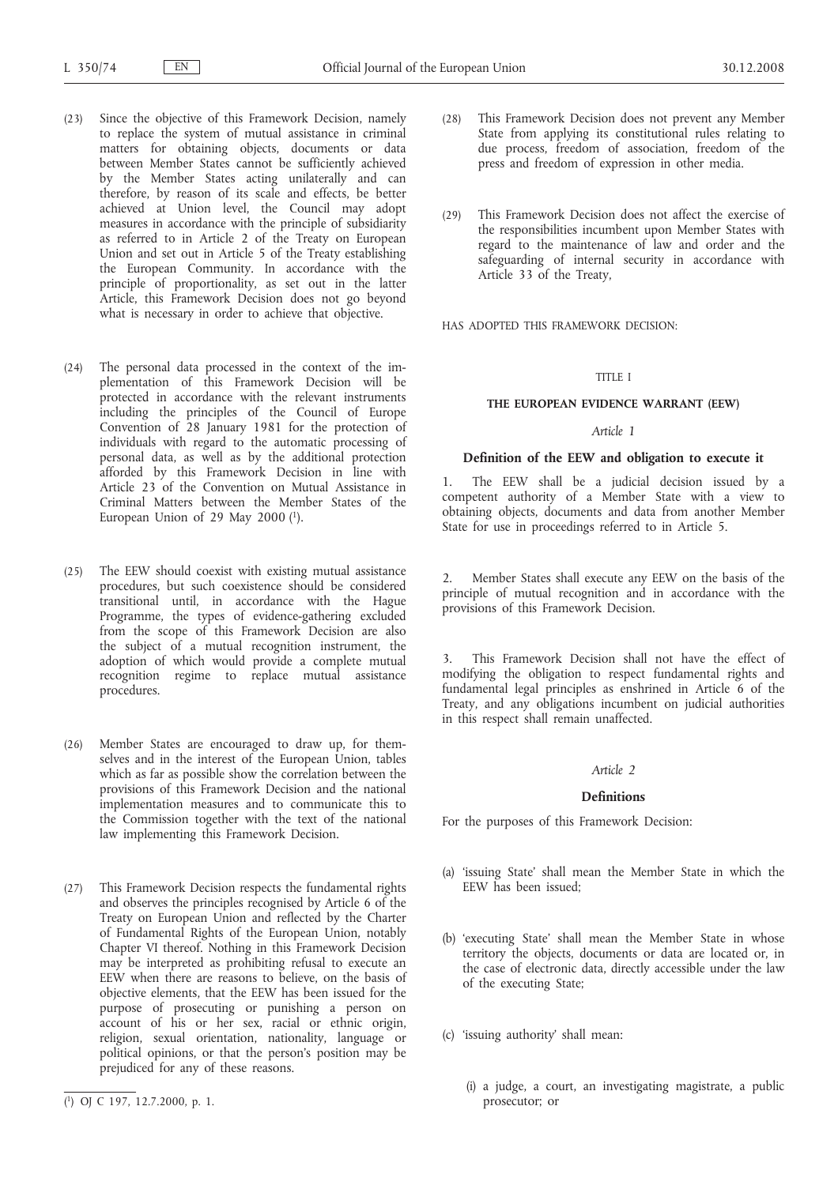(23) Since the objective of this Framework Decision, namely to replace the system of mutual assistance in criminal matters for obtaining objects, documents or data between Member States cannot be sufficiently achieved by the Member States acting unilaterally and can therefore, by reason of its scale and effects, be better achieved at Union level, the Council may adopt measures in accordance with the principle of subsidiarity as referred to in Article 2 of the Treaty on European Union and set out in Article 5 of the Treaty establishing the European Community. In accordance with the principle of proportionality, as set out in the latter Article, this Framework Decision does not go beyond what is necessary in order to achieve that objective.

(24) The personal data processed in the context of the implementation of this Framework Decision will be protected in accordance with the relevant instruments including the principles of the Council of Europe Convention of 28 January 1981 for the protection of individuals with regard to the automatic processing of personal data, as well as by the additional protection afforded by this Framework Decision in line with Article 23 of the Convention on Mutual Assistance in Criminal Matters between the Member States of the European Union of 29 May 2000 [1].

(25) The EEW should coexist with existing mutual assistance procedures, but such coexistence should be considered transitional until, in accordance with the Hague Programme, the types of evidence-gathering excluded from the scope of this Framework Decision are also the subject of a mutual recognition instrument, the adoption of which would provide a complete mutual recognition regime to replace mutual assistance procedures.

(26) Member States are encouraged to draw up, for themselves and in the interest of the European Union, tables which as far as possible show the correlation between the provisions of this Framework Decision and the national implementation measures and to communicate this to the Commission together with the text of the national law implementing this Framework Decision.

(27) This Framework Decision respects the fundamental rights and observes the principles recognised by Article 6 of the Treaty on European Union and reflected by the Charter of Fundamental Rights of the European Union, notably Chapter VI thereof. Nothing in this Framework Decision may be interpreted as prohibiting refusal to execute an EEW when there are reasons to believe, on the basis of objective elements, that the EEW has been issued for the purpose of prosecuting or punishing a person on account of his or her sex, racial or ethnic origin, religion, sexual orientation, nationality, language or political opinions, or that the person's position may be prejudiced for any of these reasons.

(28) This Framework Decision does not prevent any Member State from applying its constitutional rules relating to due process, freedom of association, freedom of the press and freedom of expression in other media.

(29) This Framework Decision does not affect the exercise of the responsibilities incumbent upon Member States with regard to the maintenance of law and order and the safeguarding of internal security in accordance with Article 33 of the Treaty,

HAS ADOPTED THIS FRAMEWORK DECISION:

## TITLE I

## THE EUROPEAN EVIDENCE WARRANT (EEW)

### *Article 1*

### Definition of the EEW and obligation to execute it

1. The EEW shall be a judicial decision issued by a competent authority of a Member State with a view to obtaining objects, documents and data from another Member State for use in proceedings referred to in Article 5.

2. Member States shall execute any EEW on the basis of the principle of mutual recognition and in accordance with the provisions of this Framework Decision.

3. This Framework Decision shall not have the effect of modifying the obligation to respect fundamental rights and fundamental legal principles as enshrined in Article 6 of the Treaty, and any obligations incumbent on judicial authorities in this respect shall remain unaffected.

### *Article 2*

### Definitions

For the purposes of this Framework Decision:

(a) 'issuing State' shall mean the Member State in which the EEW has been issued;

(b) 'executing State' shall mean the Member State in whose territory the objects, documents or data are located or, in the case of electronic data, directly accessible under the law of the executing State;

(c) 'issuing authority' shall mean:

(i) a judge, a court, an investigating magistrate, a public prosecutor; or

---

[1] OJ C 197, 12.7.2000, p. 1.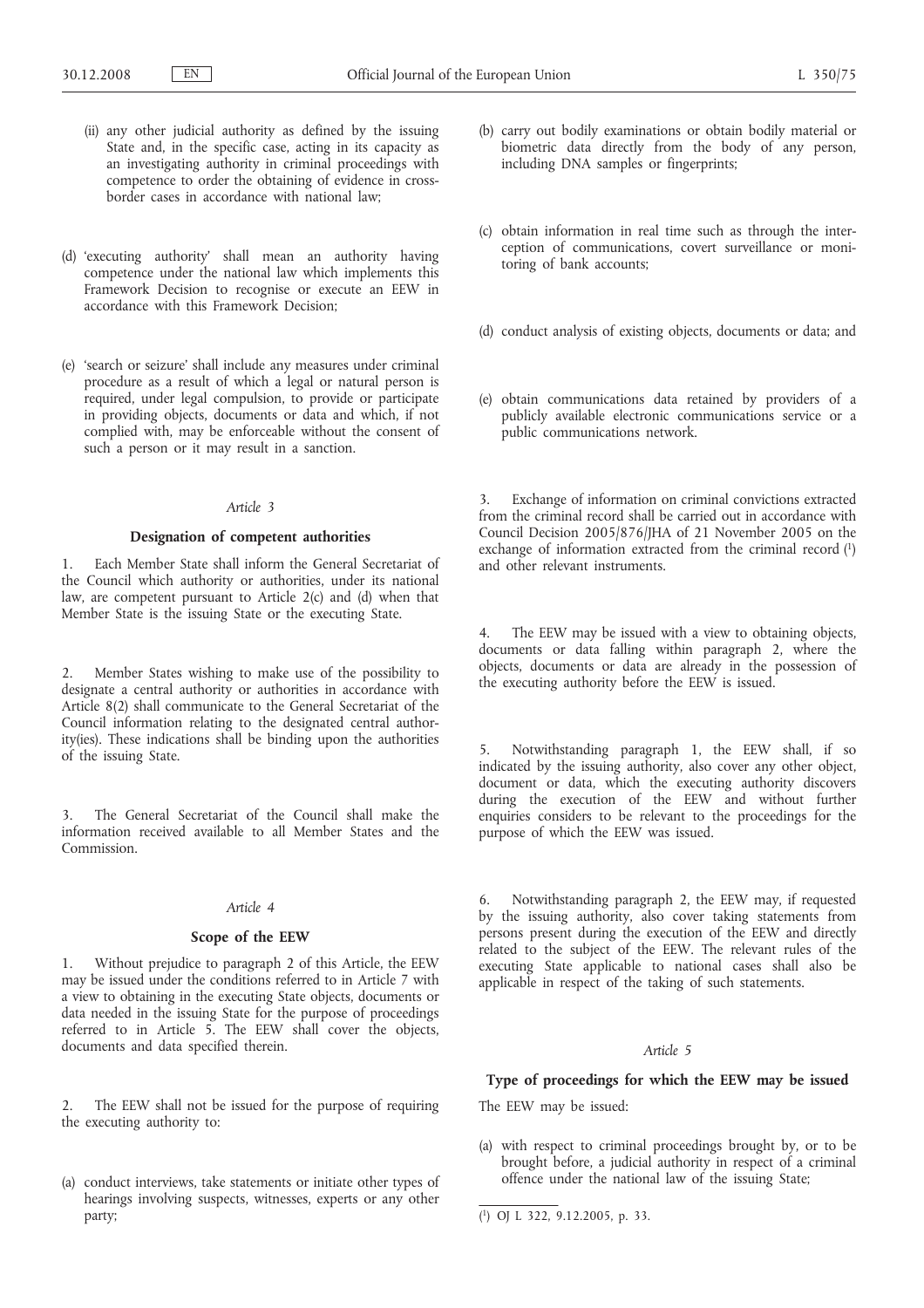(ii) any other judicial authority as defined by the issuing State and, in the specific case, acting in its capacity as an investigating authority in criminal proceedings with competence to order the obtaining of evidence in cross-border cases in accordance with national law;

(d) 'executing authority' shall mean an authority having competence under the national law which implements this Framework Decision to recognise or execute an EEW in accordance with this Framework Decision;

(e) 'search or seizure' shall include any measures under criminal procedure as a result of which a legal or natural person is required, under legal compulsion, to provide or participate in providing objects, documents or data and which, if not complied with, may be enforceable without the consent of such a person or it may result in a sanction.

*Article 3*

**Designation of competent authorities**

1. Each Member State shall inform the General Secretariat of the Council which authority or authorities, under its national law, are competent pursuant to Article 2(c) and (d) when that Member State is the issuing State or the executing State.

2. Member States wishing to make use of the possibility to designate a central authority or authorities in accordance with Article 8(2) shall communicate to the General Secretariat of the Council information relating to the designated central authority(ies). These indications shall be binding upon the authorities of the issuing State.

3. The General Secretariat of the Council shall make the information received available to all Member States and the Commission.

*Article 4*

**Scope of the EEW**

1. Without prejudice to paragraph 2 of this Article, the EEW may be issued under the conditions referred to in Article 7 with a view to obtaining in the executing State objects, documents or data needed in the issuing State for the purpose of proceedings referred to in Article 5. The EEW shall cover the objects, documents and data specified therein.

2. The EEW shall not be issued for the purpose of requiring the executing authority to:

(a) conduct interviews, take statements or initiate other types of hearings involving suspects, witnesses, experts or any other party;

(b) carry out bodily examinations or obtain bodily material or biometric data directly from the body of any person, including DNA samples or fingerprints;

(c) obtain information in real time such as through the interception of communications, covert surveillance or monitoring of bank accounts;

(d) conduct analysis of existing objects, documents or data; and

(e) obtain communications data retained by providers of a publicly available electronic communications service or a public communications network.

3. Exchange of information on criminal convictions extracted from the criminal record shall be carried out in accordance with Council Decision 2005/876/JHA of 21 November 2005 on the exchange of information extracted from the criminal record [1] and other relevant instruments.

4. The EEW may be issued with a view to obtaining objects, documents or data falling within paragraph 2, where the objects, documents or data are already in the possession of the executing authority before the EEW is issued.

5. Notwithstanding paragraph 1, the EEW shall, if so indicated by the issuing authority, also cover any other object, document or data, which the executing authority discovers during the execution of the EEW and without further enquiries considers to be relevant to the proceedings for the purpose of which the EEW was issued.

6. Notwithstanding paragraph 2, the EEW may, if requested by the issuing authority, also cover taking statements from persons present during the execution of the EEW and directly related to the subject of the EEW. The relevant rules of the executing State applicable to national cases shall also be applicable in respect of the taking of such statements.

*Article 5*

**Type of proceedings for which the EEW may be issued**

The EEW may be issued:

(a) with respect to criminal proceedings brought by, or to be brought before, a judicial authority in respect of a criminal offence under the national law of the issuing State;

[1] OJ L 322, 9.12.2005, p. 33.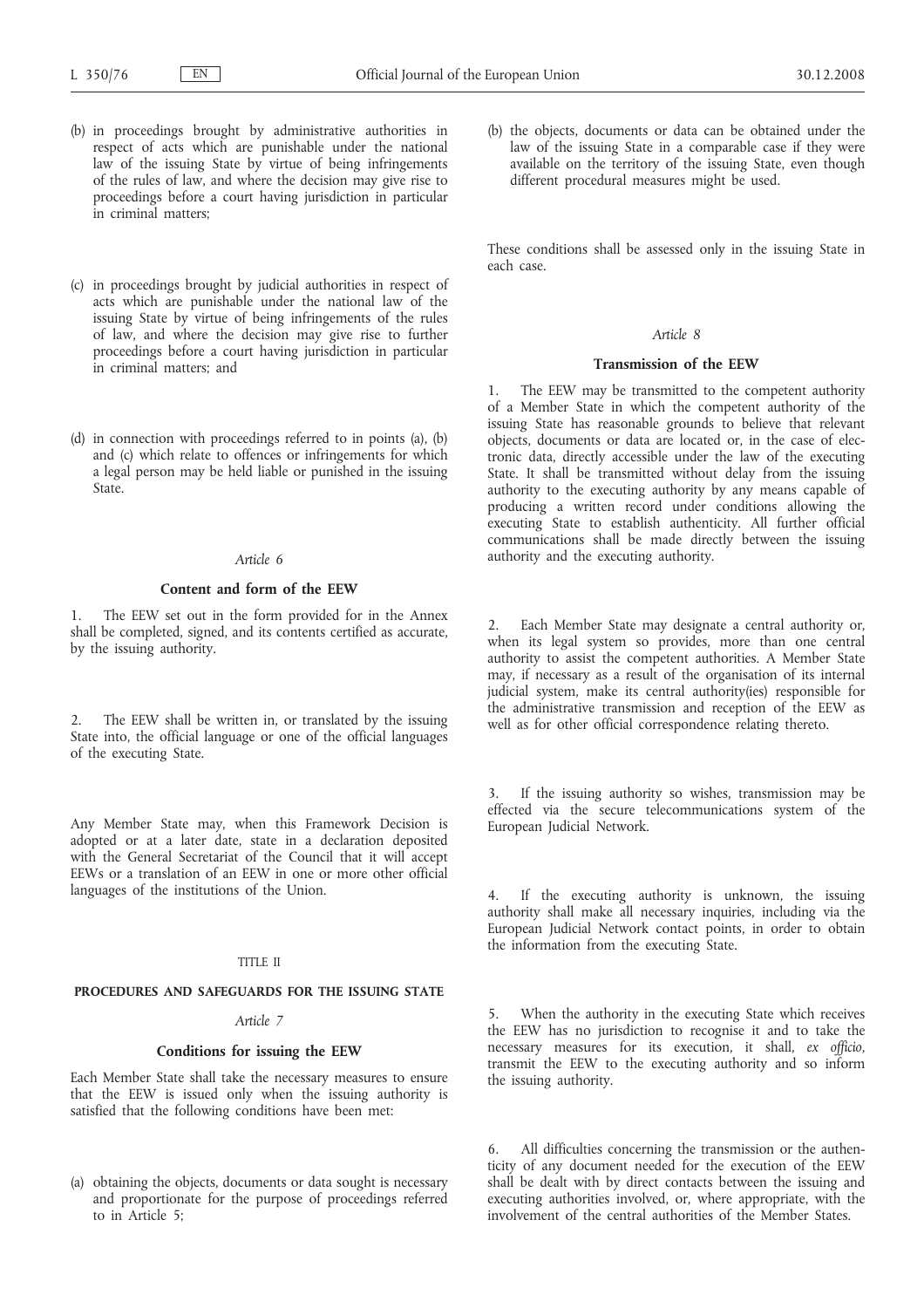(b) in proceedings brought by administrative authorities in respect of acts which are punishable under the national law of the issuing State by virtue of being infringements of the rules of law, and where the decision may give rise to proceedings before a court having jurisdiction in particular in criminal matters;

(c) in proceedings brought by judicial authorities in respect of acts which are punishable under the national law of the issuing State by virtue of being infringements of the rules of law, and where the decision may give rise to further proceedings before a court having jurisdiction in particular in criminal matters; and

(d) in connection with proceedings referred to in points (a), (b) and (c) which relate to offences or infringements for which a legal person may be held liable or punished in the issuing State.

*Article 6*

**Content and form of the EEW**

1. The EEW set out in the form provided for in the Annex shall be completed, signed, and its contents certified as accurate, by the issuing authority.

2. The EEW shall be written in, or translated by the issuing State into, the official language or one of the official languages of the executing State.

Any Member State may, when this Framework Decision is adopted or at a later date, state in a declaration deposited with the General Secretariat of the Council that it will accept EEWs or a translation of an EEW in one or more other official languages of the institutions of the Union.

TITLE II

**PROCEDURES AND SAFEGUARDS FOR THE ISSUING STATE**

*Article 7*

**Conditions for issuing the EEW**

Each Member State shall take the necessary measures to ensure that the EEW is issued only when the issuing authority is satisfied that the following conditions have been met:

(a) obtaining the objects, documents or data sought is necessary and proportionate for the purpose of proceedings referred to in Article 5;

(b) the objects, documents or data can be obtained under the law of the issuing State in a comparable case if they were available on the territory of the issuing State, even though different procedural measures might be used.

These conditions shall be assessed only in the issuing State in each case.

*Article 8*

**Transmission of the EEW**

1. The EEW may be transmitted to the competent authority of a Member State in which the competent authority of the issuing State has reasonable grounds to believe that relevant objects, documents or data are located or, in the case of electronic data, directly accessible under the law of the executing State. It shall be transmitted without delay from the issuing authority to the executing authority by any means capable of producing a written record under conditions allowing the executing State to establish authenticity. All further official communications shall be made directly between the issuing authority and the executing authority.

2. Each Member State may designate a central authority or, when its legal system so provides, more than one central authority to assist the competent authorities. A Member State may, if necessary as a result of the organisation of its internal judicial system, make its central authority(ies) responsible for the administrative transmission and reception of the EEW as well as for other official correspondence relating thereto.

3. If the issuing authority so wishes, transmission may be effected via the secure telecommunications system of the European Judicial Network.

4. If the executing authority is unknown, the issuing authority shall make all necessary inquiries, including via the European Judicial Network contact points, in order to obtain the information from the executing State.

5. When the authority in the executing State which receives the EEW has no jurisdiction to recognise it and to take the necessary measures for its execution, it shall, *ex officio*, transmit the EEW to the executing authority and so inform the issuing authority.

6. All difficulties concerning the transmission or the authenticity of any document needed for the execution of the EEW shall be dealt with by direct contacts between the issuing and executing authorities involved, or, where appropriate, with the involvement of the central authorities of the Member States.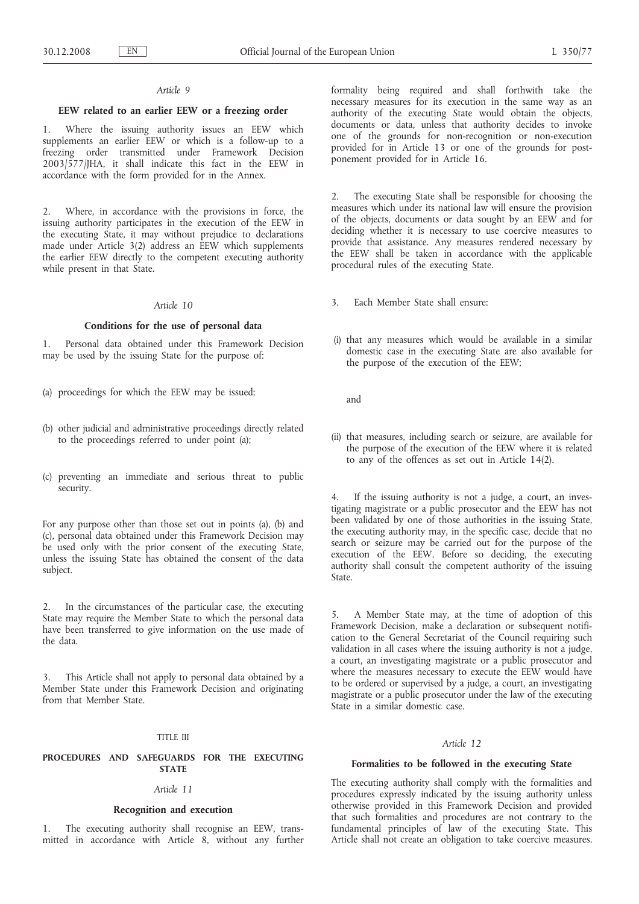*Article 9*

**EEW related to an earlier EEW or a freezing order**

1. Where the issuing authority issues an EEW which supplements an earlier EEW or which is a follow-up to a freezing order transmitted under Framework Decision 2003/577/JHA, it shall indicate this fact in the EEW in accordance with the form provided for in the Annex.

2. Where, in accordance with the provisions in force, the issuing authority participates in the execution of the EEW in the executing State, it may without prejudice to declarations made under Article 3(2) address an EEW which supplements the earlier EEW directly to the competent executing authority while present in that State.

*Article 10*

**Conditions for the use of personal data**

1. Personal data obtained under this Framework Decision may be used by the issuing State for the purpose of:

(a) proceedings for which the EEW may be issued;

(b) other judicial and administrative proceedings directly related to the proceedings referred to under point (a);

(c) preventing an immediate and serious threat to public security.

For any purpose other than those set out in points (a), (b) and (c), personal data obtained under this Framework Decision may be used only with the prior consent of the executing State, unless the issuing State has obtained the consent of the data subject.

2. In the circumstances of the particular case, the executing State may require the Member State to which the personal data have been transferred to give information on the use made of the data.

3. This Article shall not apply to personal data obtained by a Member State under this Framework Decision and originating from that Member State.

TITLE III

**PROCEDURES AND SAFEGUARDS FOR THE EXECUTING STATE**

*Article 11*

**Recognition and execution**

1. The executing authority shall recognise an EEW, transmitted in accordance with Article 8, without any further formality being required and shall forthwith take the necessary measures for its execution in the same way as an authority of the executing State would obtain the objects, documents or data, unless that authority decides to invoke one of the grounds for non-recognition or non-execution provided for in Article 13 or one of the grounds for postponement provided for in Article 16.

2. The executing State shall be responsible for choosing the measures which under its national law will ensure the provision of the objects, documents or data sought by an EEW and for deciding whether it is necessary to use coercive measures to provide that assistance. Any measures rendered necessary by the EEW shall be taken in accordance with the applicable procedural rules of the executing State.

3. Each Member State shall ensure:

(i) that any measures which would be available in a similar domestic case in the executing State are also available for the purpose of the execution of the EEW;

and

(ii) that measures, including search or seizure, are available for the purpose of the execution of the EEW where it is related to any of the offences as set out in Article 14(2).

4. If the issuing authority is not a judge, a court, an investigating magistrate or a public prosecutor and the EEW has not been validated by one of those authorities in the issuing State, the executing authority may, in the specific case, decide that no search or seizure may be carried out for the purpose of the execution of the EEW. Before so deciding, the executing authority shall consult the competent authority of the issuing State.

5. A Member State may, at the time of adoption of this Framework Decision, make a declaration or subsequent notification to the General Secretariat of the Council requiring such validation in all cases where the issuing authority is not a judge, a court, an investigating magistrate or a public prosecutor and where the measures necessary to execute the EEW would have to be ordered or supervised by a judge, a court, an investigating magistrate or a public prosecutor under the law of the executing State in a similar domestic case.

*Article 12*

**Formalities to be followed in the executing State**

The executing authority shall comply with the formalities and procedures expressly indicated by the issuing authority unless otherwise provided in this Framework Decision and provided that such formalities and procedures are not contrary to the fundamental principles of law of the executing State. This Article shall not create an obligation to take coercive measures.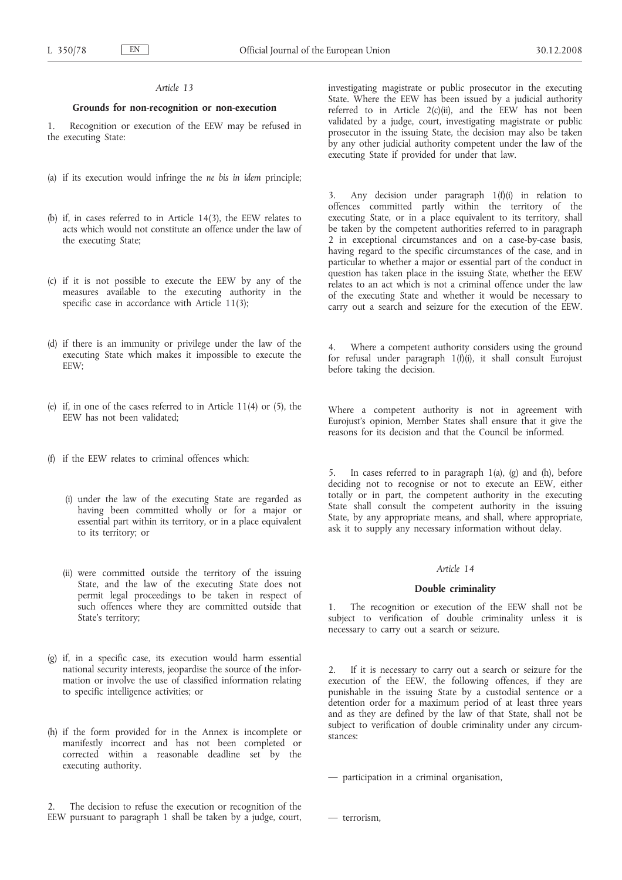*Article 13*

**Grounds for non-recognition or non-execution**

1. Recognition or execution of the EEW may be refused in the executing State:

(a) if its execution would infringe the *ne bis in idem* principle;

(b) if, in cases referred to in Article 14(3), the EEW relates to acts which would not constitute an offence under the law of the executing State;

(c) if it is not possible to execute the EEW by any of the measures available to the executing authority in the specific case in accordance with Article 11(3);

(d) if there is an immunity or privilege under the law of the executing State which makes it impossible to execute the EEW;

(e) if, in one of the cases referred to in Article 11(4) or (5), the EEW has not been validated;

(f) if the EEW relates to criminal offences which:

(i) under the law of the executing State are regarded as having been committed wholly or for a major or essential part within its territory, or in a place equivalent to its territory; or

(ii) were committed outside the territory of the issuing State, and the law of the executing State does not permit legal proceedings to be taken in respect of such offences where they are committed outside that State's territory;

(g) if, in a specific case, its execution would harm essential national security interests, jeopardise the source of the information or involve the use of classified information relating to specific intelligence activities; or

(h) if the form provided for in the Annex is incomplete or manifestly incorrect and has not been completed or corrected within a reasonable deadline set by the executing authority.

2. The decision to refuse the execution or recognition of the EEW pursuant to paragraph 1 shall be taken by a judge, court, investigating magistrate or public prosecutor in the executing State. Where the EEW has been issued by a judicial authority referred to in Article 2(c)(ii), and the EEW has not been validated by a judge, court, investigating magistrate or public prosecutor in the issuing State, the decision may also be taken by any other judicial authority competent under the law of the executing State if provided for under that law.

3. Any decision under paragraph 1(f)(i) in relation to offences committed partly within the territory of the executing State, or in a place equivalent to its territory, shall be taken by the competent authorities referred to in paragraph 2 in exceptional circumstances and on a case-by-case basis, having regard to the specific circumstances of the case, and in particular to whether a major or essential part of the conduct in question has taken place in the issuing State, whether the EEW relates to an act which is not a criminal offence under the law of the executing State and whether it would be necessary to carry out a search and seizure for the execution of the EEW.

4. Where a competent authority considers using the ground for refusal under paragraph 1(f)(i), it shall consult Eurojust before taking the decision.

Where a competent authority is not in agreement with Eurojust's opinion, Member States shall ensure that it give the reasons for its decision and that the Council be informed.

5. In cases referred to in paragraph 1(a), (g) and (h), before deciding not to recognise or not to execute an EEW, either totally or in part, the competent authority in the executing State shall consult the competent authority in the issuing State, by any appropriate means, and shall, where appropriate, ask it to supply any necessary information without delay.

*Article 14*

**Double criminality**

1. The recognition or execution of the EEW shall not be subject to verification of double criminality unless it is necessary to carry out a search or seizure.

2. If it is necessary to carry out a search or seizure for the execution of the EEW, the following offences, if they are punishable in the issuing State by a custodial sentence or a detention order for a maximum period of at least three years and as they are defined by the law of that State, shall not be subject to verification of double criminality under any circumstances:

— participation in a criminal organisation,

— terrorism,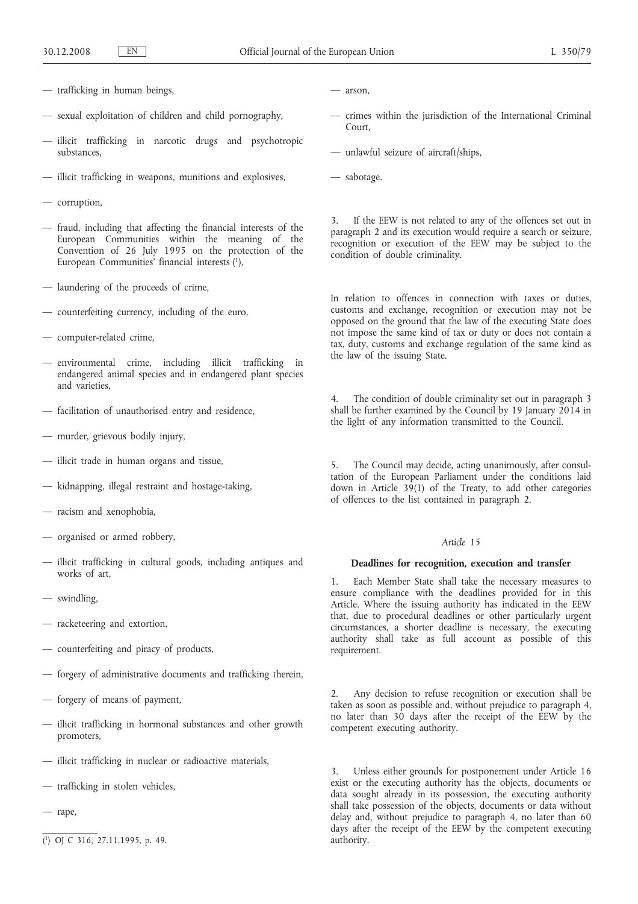- trafficking in human beings,
- sexual exploitation of children and child pornography,
- illicit trafficking in narcotic drugs and psychotropic substances,
- illicit trafficking in weapons, munitions and explosives,
- corruption,
- fraud, including that affecting the financial interests of the European Communities within the meaning of the Convention of 26 July 1995 on the protection of the European Communities' financial interests [1],
- laundering of the proceeds of crime,
- counterfeiting currency, including of the euro,
- computer-related crime,
- environmental crime, including illicit trafficking in endangered animal species and in endangered plant species and varieties,
- facilitation of unauthorised entry and residence,
- murder, grievous bodily injury,
- illicit trade in human organs and tissue,
- kidnapping, illegal restraint and hostage-taking,
- racism and xenophobia,
- organised or armed robbery,
- illicit trafficking in cultural goods, including antiques and works of art,
- swindling,
- racketeering and extortion,
- counterfeiting and piracy of products,
- forgery of administrative documents and trafficking therein,
- forgery of means of payment,
- illicit trafficking in hormonal substances and other growth promoters,
- illicit trafficking in nuclear or radioactive materials,
- trafficking in stolen vehicles,
- rape,
- arson,
- crimes within the jurisdiction of the International Criminal Court,
- unlawful seizure of aircraft/ships,
- sabotage.

3. If the EEW is not related to any of the offences set out in paragraph 2 and its execution would require a search or seizure, recognition or execution of the EEW may be subject to the condition of double criminality.

In relation to offences in connection with taxes or duties, customs and exchange, recognition or execution may not be opposed on the ground that the law of the executing State does not impose the same kind of tax or duty or does not contain a tax, duty, customs and exchange regulation of the same kind as the law of the issuing State.

4. The condition of double criminality set out in paragraph 3 shall be further examined by the Council by 19 January 2014 in the light of any information transmitted to the Council.

5. The Council may decide, acting unanimously, after consultation of the European Parliament under the conditions laid down in Article 39(1) of the Treaty, to add other categories of offences to the list contained in paragraph 2.

*Article 15*

**Deadlines for recognition, execution and transfer**

1. Each Member State shall take the necessary measures to ensure compliance with the deadlines provided for in this Article. Where the issuing authority has indicated in the EEW that, due to procedural deadlines or other particularly urgent circumstances, a shorter deadline is necessary, the executing authority shall take as full account as possible of this requirement.

2. Any decision to refuse recognition or execution shall be taken as soon as possible and, without prejudice to paragraph 4, no later than 30 days after the receipt of the EEW by the competent executing authority.

3. Unless either grounds for postponement under Article 16 exist or the executing authority has the objects, documents or data sought already in its possession, the executing authority shall take possession of the objects, documents or data without delay and, without prejudice to paragraph 4, no later than 60 days after the receipt of the EEW by the competent executing authority.

---

[1] OJ C 316, 27.11.1995, p. 49.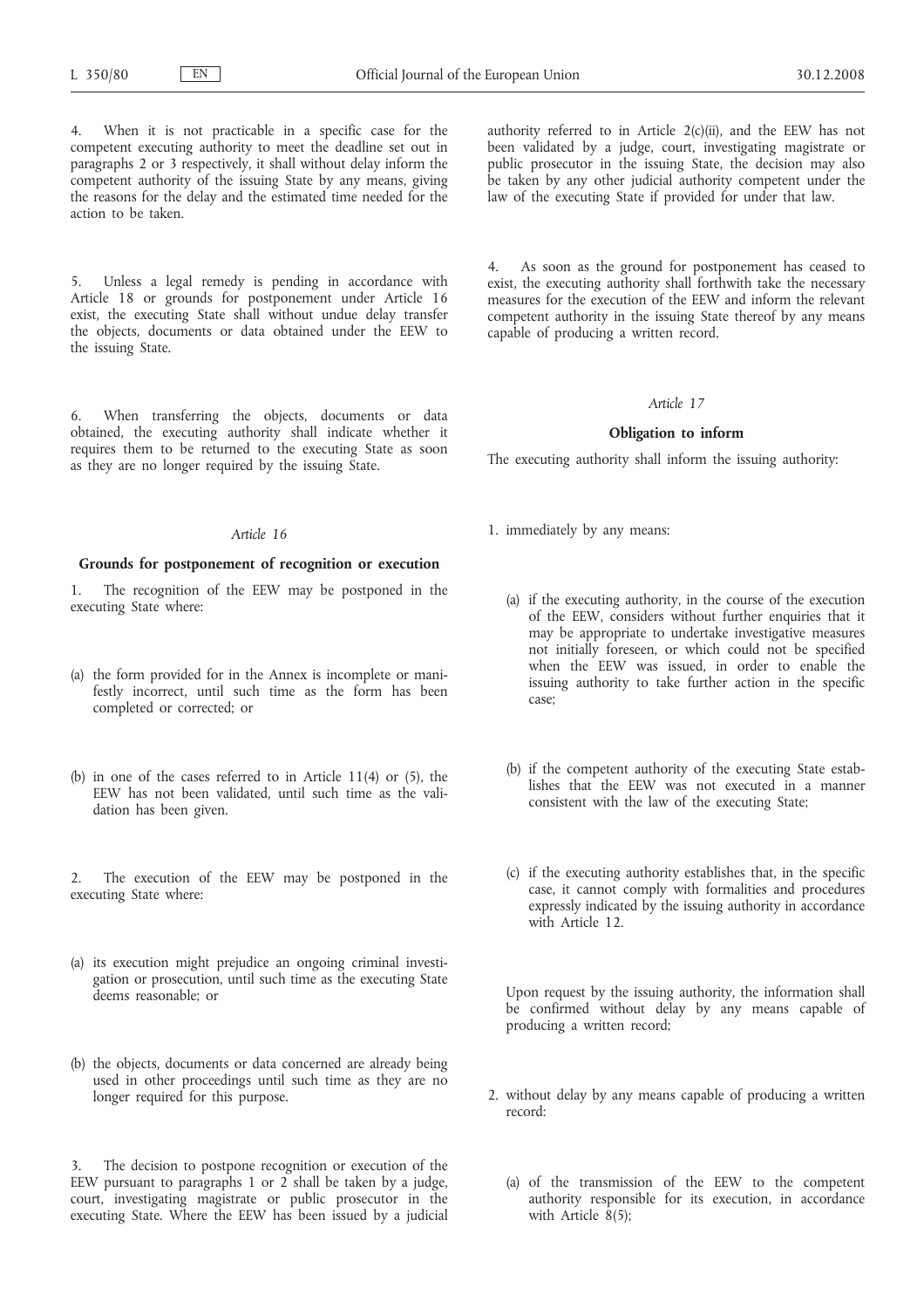4. When it is not practicable in a specific case for the competent executing authority to meet the deadline set out in paragraphs 2 or 3 respectively, it shall without delay inform the competent authority of the issuing State by any means, giving the reasons for the delay and the estimated time needed for the action to be taken.

5. Unless a legal remedy is pending in accordance with Article 18 or grounds for postponement under Article 16 exist, the executing State shall without undue delay transfer the objects, documents or data obtained under the EEW to the issuing State.

6. When transferring the objects, documents or data obtained, the executing authority shall indicate whether it requires them to be returned to the executing State as soon as they are no longer required by the issuing State.

*Article 16*

**Grounds for postponement of recognition or execution**

1. The recognition of the EEW may be postponed in the executing State where:

(a) the form provided for in the Annex is incomplete or manifestly incorrect, until such time as the form has been completed or corrected; or

(b) in one of the cases referred to in Article 11(4) or (5), the EEW has not been validated, until such time as the validation has been given.

2. The execution of the EEW may be postponed in the executing State where:

(a) its execution might prejudice an ongoing criminal investigation or prosecution, until such time as the executing State deems reasonable; or

(b) the objects, documents or data concerned are already being used in other proceedings until such time as they are no longer required for this purpose.

3. The decision to postpone recognition or execution of the EEW pursuant to paragraphs 1 or 2 shall be taken by a judge, court, investigating magistrate or public prosecutor in the executing State. Where the EEW has been issued by a judicial authority referred to in Article 2(c)(ii), and the EEW has not been validated by a judge, court, investigating magistrate or public prosecutor in the issuing State, the decision may also be taken by any other judicial authority competent under the law of the executing State if provided for under that law.

4. As soon as the ground for postponement has ceased to exist, the executing authority shall forthwith take the necessary measures for the execution of the EEW and inform the relevant competent authority in the issuing State thereof by any means capable of producing a written record.

*Article 17*

**Obligation to inform**

The executing authority shall inform the issuing authority:

1. immediately by any means:

   (a) if the executing authority, in the course of the execution of the EEW, considers without further enquiries that it may be appropriate to undertake investigative measures not initially foreseen, or which could not be specified when the EEW was issued, in order to enable the issuing authority to take further action in the specific case;

   (b) if the competent authority of the executing State establishes that the EEW was not executed in a manner consistent with the law of the executing State;

   (c) if the executing authority establishes that, in the specific case, it cannot comply with formalities and procedures expressly indicated by the issuing authority in accordance with Article 12.

   Upon request by the issuing authority, the information shall be confirmed without delay by any means capable of producing a written record;

2. without delay by any means capable of producing a written record:

   (a) of the transmission of the EEW to the competent authority responsible for its execution, in accordance with Article 8(5);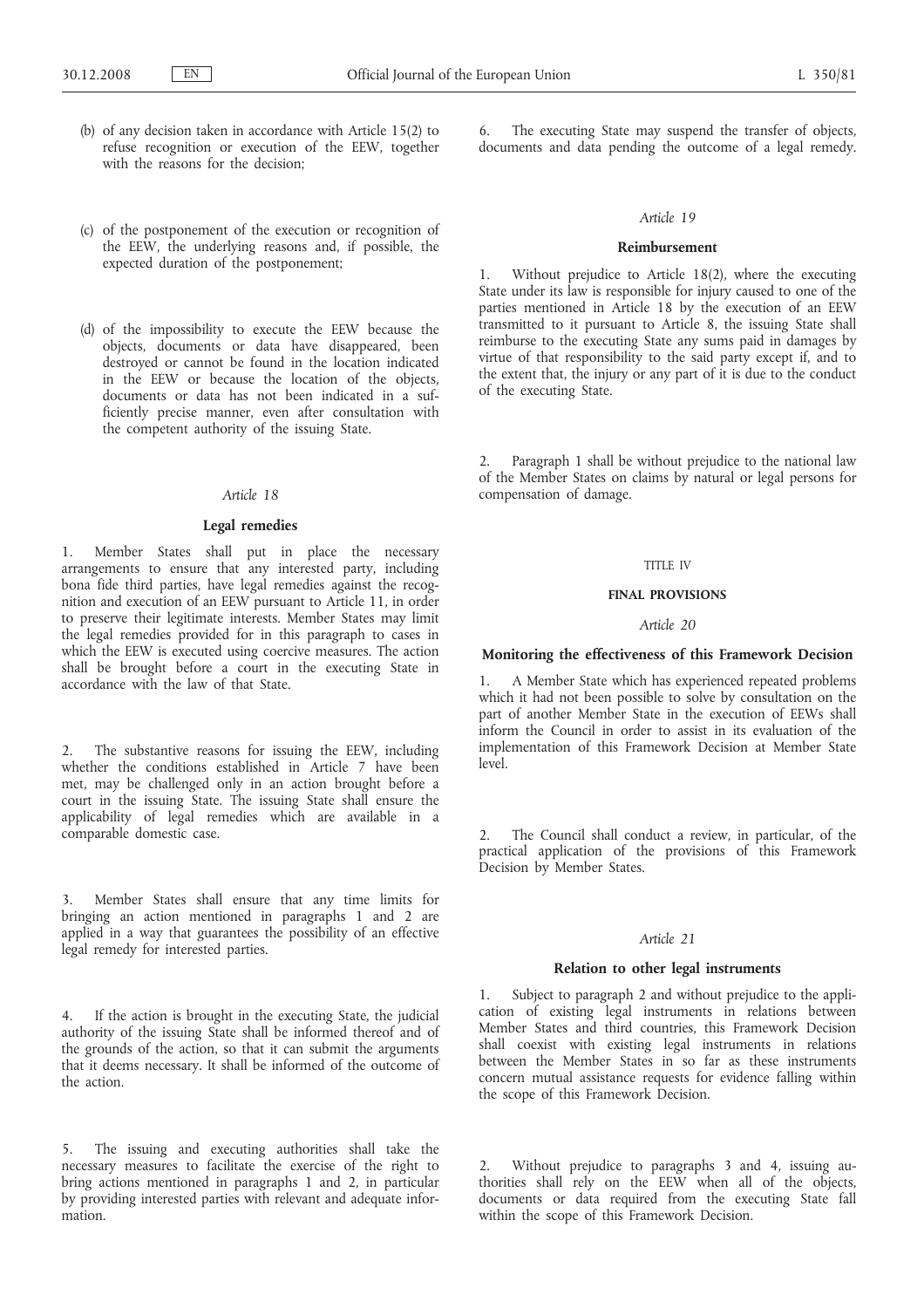(b) of any decision taken in accordance with Article 15(2) to refuse recognition or execution of the EEW, together with the reasons for the decision;

(c) of the postponement of the execution or recognition of the EEW, the underlying reasons and, if possible, the expected duration of the postponement;

(d) of the impossibility to execute the EEW because the objects, documents or data have disappeared, been destroyed or cannot be found in the location indicated in the EEW or because the location of the objects, documents or data has not been indicated in a sufficiently precise manner, even after consultation with the competent authority of the issuing State.

*Article 18*

**Legal remedies**

1. Member States shall put in place the necessary arrangements to ensure that any interested party, including bona fide third parties, have legal remedies against the recognition and execution of an EEW pursuant to Article 11, in order to preserve their legitimate interests. Member States may limit the legal remedies provided for in this paragraph to cases in which the EEW is executed using coercive measures. The action shall be brought before a court in the executing State in accordance with the law of that State.

2. The substantive reasons for issuing the EEW, including whether the conditions established in Article 7 have been met, may be challenged only in an action brought before a court in the issuing State. The issuing State shall ensure the applicability of legal remedies which are available in a comparable domestic case.

3. Member States shall ensure that any time limits for bringing an action mentioned in paragraphs 1 and 2 are applied in a way that guarantees the possibility of an effective legal remedy for interested parties.

4. If the action is brought in the executing State, the judicial authority of the issuing State shall be informed thereof and of the grounds of the action, so that it can submit the arguments that it deems necessary. It shall be informed of the outcome of the action.

5. The issuing and executing authorities shall take the necessary measures to facilitate the exercise of the right to bring actions mentioned in paragraphs 1 and 2, in particular by providing interested parties with relevant and adequate information.

6. The executing State may suspend the transfer of objects, documents and data pending the outcome of a legal remedy.

*Article 19*

**Reimbursement**

1. Without prejudice to Article 18(2), where the executing State under its law is responsible for injury caused to one of the parties mentioned in Article 18 by the execution of an EEW transmitted to it pursuant to Article 8, the issuing State shall reimburse to the executing State any sums paid in damages by virtue of that responsibility to the said party except if, and to the extent that, the injury or any part of it is due to the conduct of the executing State.

2. Paragraph 1 shall be without prejudice to the national law of the Member States on claims by natural or legal persons for compensation of damage.

TITLE IV

**FINAL PROVISIONS**

*Article 20*

**Monitoring the effectiveness of this Framework Decision**

1. A Member State which has experienced repeated problems which it had not been possible to solve by consultation on the part of another Member State in the execution of EEWs shall inform the Council in order to assist in its evaluation of the implementation of this Framework Decision at Member State level.

2. The Council shall conduct a review, in particular, of the practical application of the provisions of this Framework Decision by Member States.

*Article 21*

**Relation to other legal instruments**

1. Subject to paragraph 2 and without prejudice to the application of existing legal instruments in relations between Member States and third countries, this Framework Decision shall coexist with existing legal instruments in relations between the Member States in so far as these instruments concern mutual assistance requests for evidence falling within the scope of this Framework Decision.

2. Without prejudice to paragraphs 3 and 4, issuing authorities shall rely on the EEW when all of the objects, documents or data required from the executing State fall within the scope of this Framework Decision.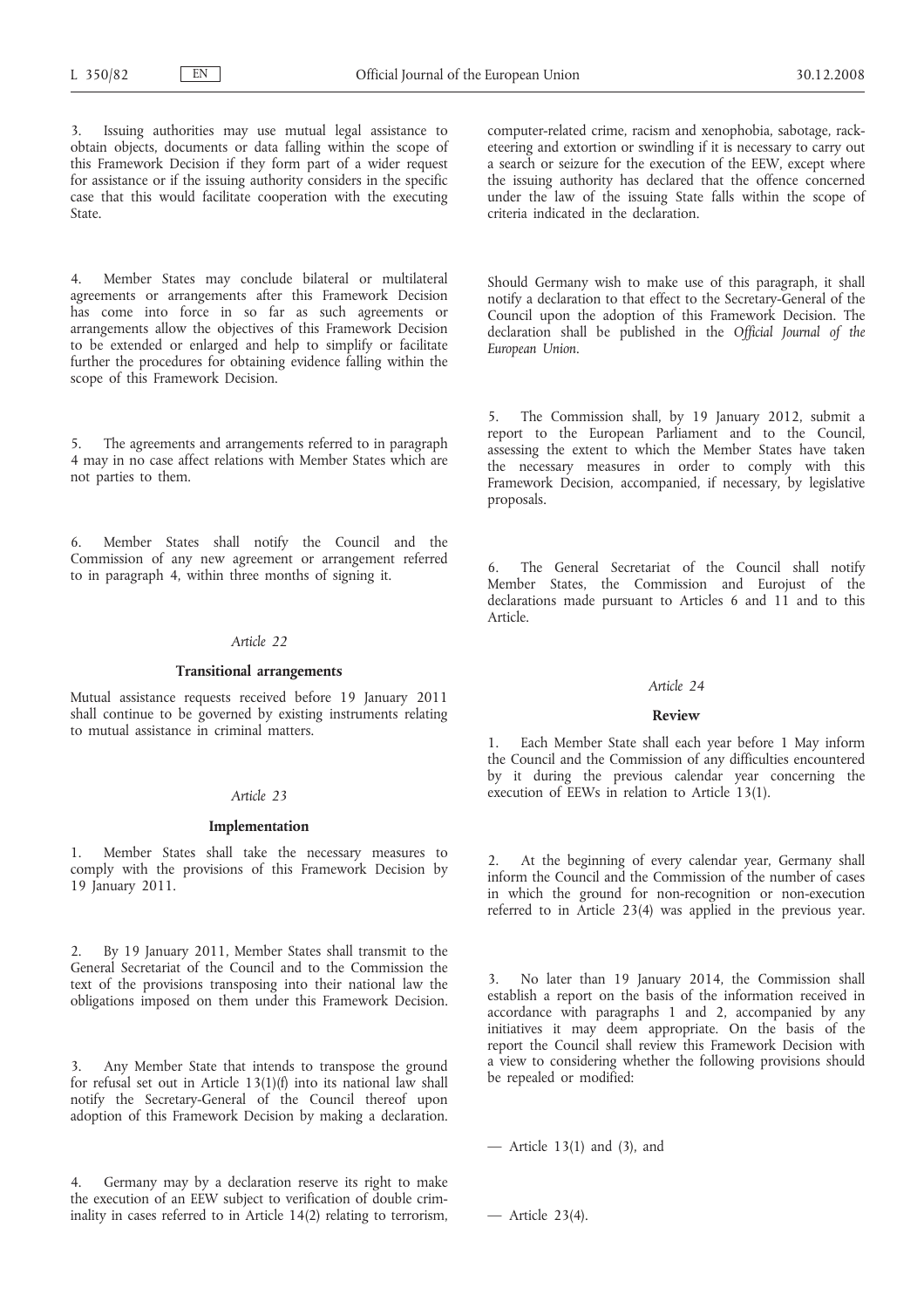3. Issuing authorities may use mutual legal assistance to obtain objects, documents or data falling within the scope of this Framework Decision if they form part of a wider request for assistance or if the issuing authority considers in the specific case that this would facilitate cooperation with the executing State.

4. Member States may conclude bilateral or multilateral agreements or arrangements after this Framework Decision has come into force in so far as such agreements or arrangements allow the objectives of this Framework Decision to be extended or enlarged and help to simplify or facilitate further the procedures for obtaining evidence falling within the scope of this Framework Decision.

5. The agreements and arrangements referred to in paragraph 4 may in no case affect relations with Member States which are not parties to them.

6. Member States shall notify the Council and the Commission of any new agreement or arrangement referred to in paragraph 4, within three months of signing it.

*Article 22*

**Transitional arrangements**

Mutual assistance requests received before 19 January 2011 shall continue to be governed by existing instruments relating to mutual assistance in criminal matters.

*Article 23*

**Implementation**

1. Member States shall take the necessary measures to comply with the provisions of this Framework Decision by 19 January 2011.

2. By 19 January 2011, Member States shall transmit to the General Secretariat of the Council and to the Commission the text of the provisions transposing into their national law the obligations imposed on them under this Framework Decision.

3. Any Member State that intends to transpose the ground for refusal set out in Article 13(1)(f) into its national law shall notify the Secretary-General of the Council thereof upon adoption of this Framework Decision by making a declaration.

4. Germany may by a declaration reserve its right to make the execution of an EEW subject to verification of double criminality in cases referred to in Article 14(2) relating to terrorism, computer-related crime, racism and xenophobia, sabotage, racketeering and extortion or swindling if it is necessary to carry out a search or seizure for the execution of the EEW, except where the issuing authority has declared that the offence concerned under the law of the issuing State falls within the scope of criteria indicated in the declaration.

Should Germany wish to make use of this paragraph, it shall notify a declaration to that effect to the Secretary-General of the Council upon the adoption of this Framework Decision. The declaration shall be published in the *Official Journal of the European Union*.

5. The Commission shall, by 19 January 2012, submit a report to the European Parliament and to the Council, assessing the extent to which the Member States have taken the necessary measures in order to comply with this Framework Decision, accompanied, if necessary, by legislative proposals.

6. The General Secretariat of the Council shall notify Member States, the Commission and Eurojust of the declarations made pursuant to Articles 6 and 11 and to this Article.

*Article 24*

**Review**

1. Each Member State shall each year before 1 May inform the Council and the Commission of any difficulties encountered by it during the previous calendar year concerning the execution of EEWs in relation to Article 13(1).

2. At the beginning of every calendar year, Germany shall inform the Council and the Commission of the number of cases in which the ground for non-recognition or non-execution referred to in Article 23(4) was applied in the previous year.

3. No later than 19 January 2014, the Commission shall establish a report on the basis of the information received in accordance with paragraphs 1 and 2, accompanied by any initiatives it may deem appropriate. On the basis of the report the Council shall review this Framework Decision with a view to considering whether the following provisions should be repealed or modified:

— Article 13(1) and (3), and

— Article 23(4).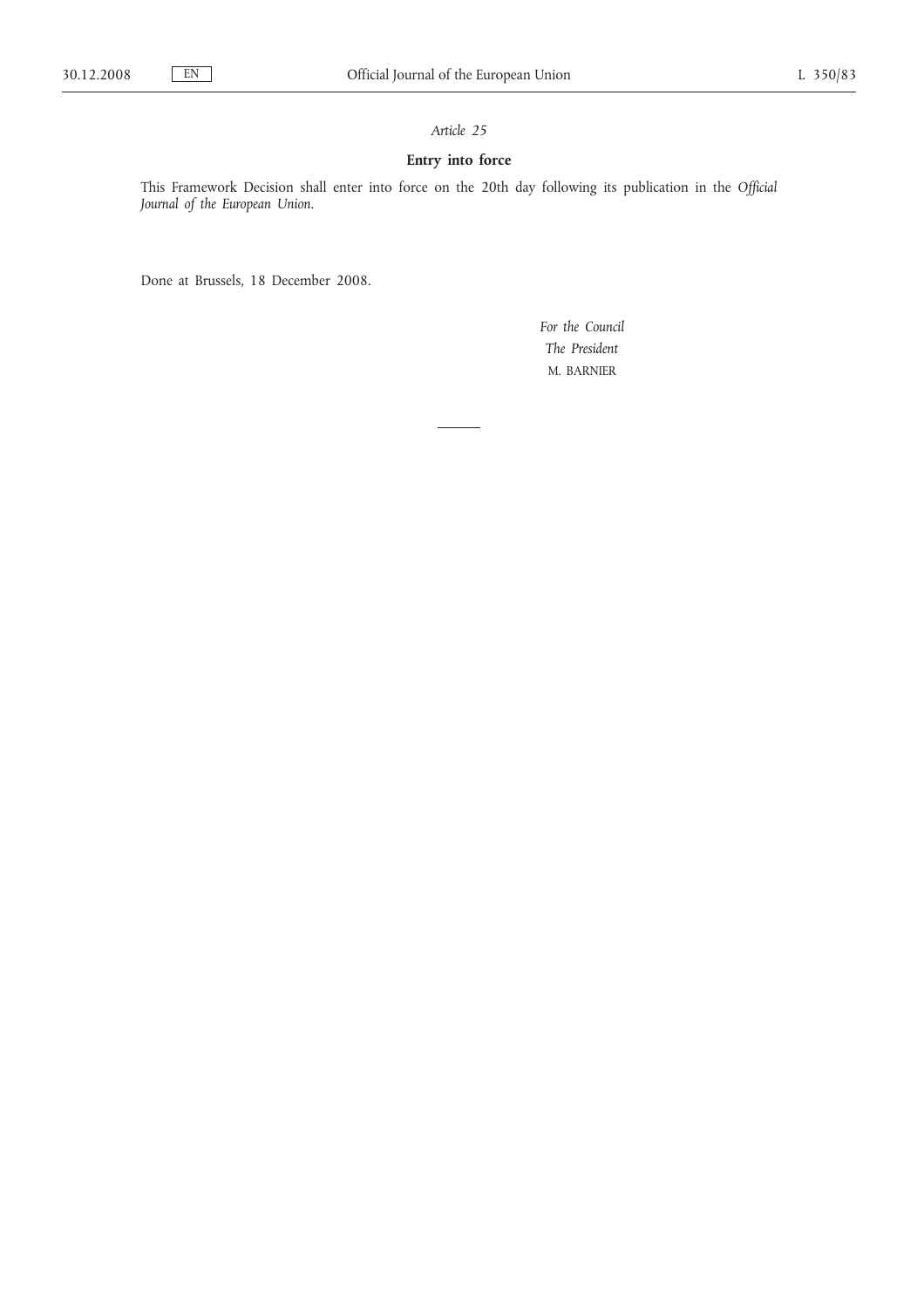*Article 25*

**Entry into force**

This Framework Decision shall enter into force on the 20th day following its publication in the *Official Journal of the European Union*.

Done at Brussels, 18 December 2008.

*For the Council*

*The President*

M. BARNIER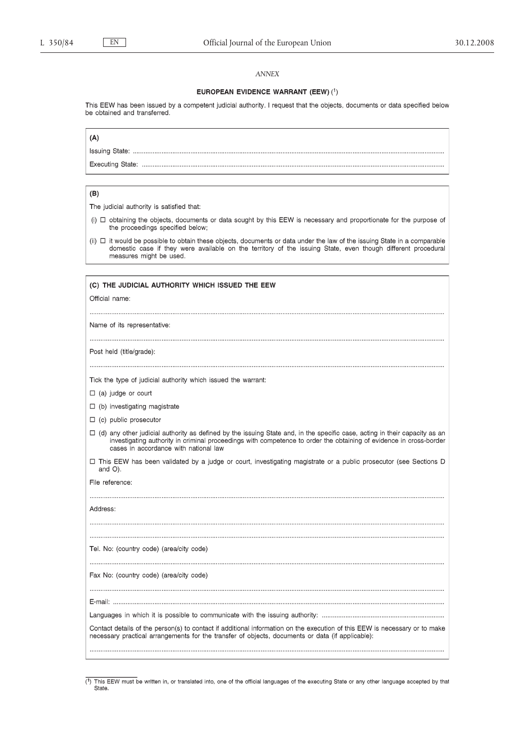*ANNEX*

## EUROPEAN EVIDENCE WARRANT (EEW) [1]

This EEW has been issued by a competent judicial authority. I request that the objects, documents or data specified below be obtained and transferred.

**(A)**

Issuing State: ...................................................................................................................................................................

Executing State: ...............................................................................................................................................................

**(B)**

The judicial authority is satisfied that:

(i) ☐ obtaining the objects, documents or data sought by this EEW is necessary and proportionate for the purpose of the proceedings specified below;

(ii) ☐ it would be possible to obtain these objects, documents or data under the law of the issuing State in a comparable domestic case if they were available on the territory of the issuing State, even though different procedural measures might be used.

**(C) THE JUDICIAL AUTHORITY WHICH ISSUED THE EEW**

Official name:

..............................................................................................................................................................................................

Name of its representative:

..............................................................................................................................................................................................

Post held (title/grade):

..............................................................................................................................................................................................

Tick the type of judicial authority which issued the warrant:

☐ (a) judge or court

☐ (b) investigating magistrate

☐ (c) public prosecutor

☐ (d) any other judicial authority as defined by the issuing State and, in the specific case, acting in their capacity as an investigating authority in criminal proceedings with competence to order the obtaining of evidence in cross-border cases in accordance with national law

☐ This EEW has been validated by a judge or court, investigating magistrate or a public prosecutor (see Sections D and O).

File reference:

..............................................................................................................................................................................................

Address:

..............................................................................................................................................................................................

..............................................................................................................................................................................................

Tel. No: (country code) (area/city code)

..............................................................................................................................................................................................

Fax No: (country code) (area/city code)

..............................................................................................................................................................................................

E-mail: .................................................................................................................................................................................

Languages in which it is possible to communicate with the issuing authority: ..................................................................

Contact details of the person(s) to contact if additional information on the execution of this EEW is necessary or to make necessary practical arrangements for the transfer of objects, documents or data (if applicable):

..............................................................................................................................................................................................

---

[1] This EEW must be written in, or translated into, one of the official languages of the executing State or any other language accepted by that State.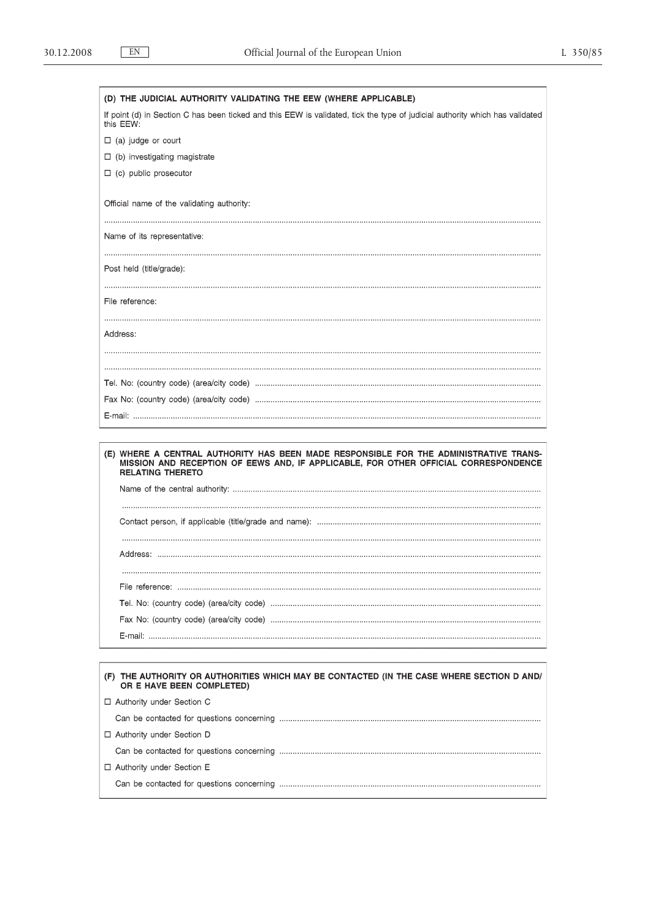**(D) THE JUDICIAL AUTHORITY VALIDATING THE EEW (WHERE APPLICABLE)**

If point (d) in Section C has been ticked and this EEW is validated, tick the type of judicial authority which has validated this EEW:

☐ (a) judge or court

☐ (b) investigating magistrate

☐ (c) public prosecutor

Official name of the validating authority:

..........................................................................................................................................................................

Name of its representative:

..........................................................................................................................................................................

Post held (title/grade):

..........................................................................................................................................................................

File reference:

..........................................................................................................................................................................

Address:

..........................................................................................................................................................................

..........................................................................................................................................................................

Tel. No: (country code) (area/city code) ..................................................................................................................

Fax No: (country code) (area/city code) ..................................................................................................................

E-mail: ......................................................................................................................................................................

**(E) WHERE A CENTRAL AUTHORITY HAS BEEN MADE RESPONSIBLE FOR THE ADMINISTRATIVE TRANSMISSION AND RECEPTION OF EEWS AND, IF APPLICABLE, FOR OTHER OFFICIAL CORRESPONDENCE RELATING THERETO**

Name of the central authority: ..........................................................................................................................

..........................................................................................................................................................................

Contact person, if applicable (title/grade and name): ....................................................................................

..........................................................................................................................................................................

Address: ..........................................................................................................................................................

..........................................................................................................................................................................

File reference: ..................................................................................................................................................

Tel. No: (country code) (area/city code) ..........................................................................................................

Fax No: (country code) (area/city code) ..........................................................................................................

E-mail: ..............................................................................................................................................................

**(F) THE AUTHORITY OR AUTHORITIES WHICH MAY BE CONTACTED (IN THE CASE WHERE SECTION D AND/OR E HAVE BEEN COMPLETED)**

☐ Authority under Section C

Can be contacted for questions concerning ......................................................................................................

☐ Authority under Section D

Can be contacted for questions concerning ......................................................................................................

☐ Authority under Section E

Can be contacted for questions concerning ......................................................................................................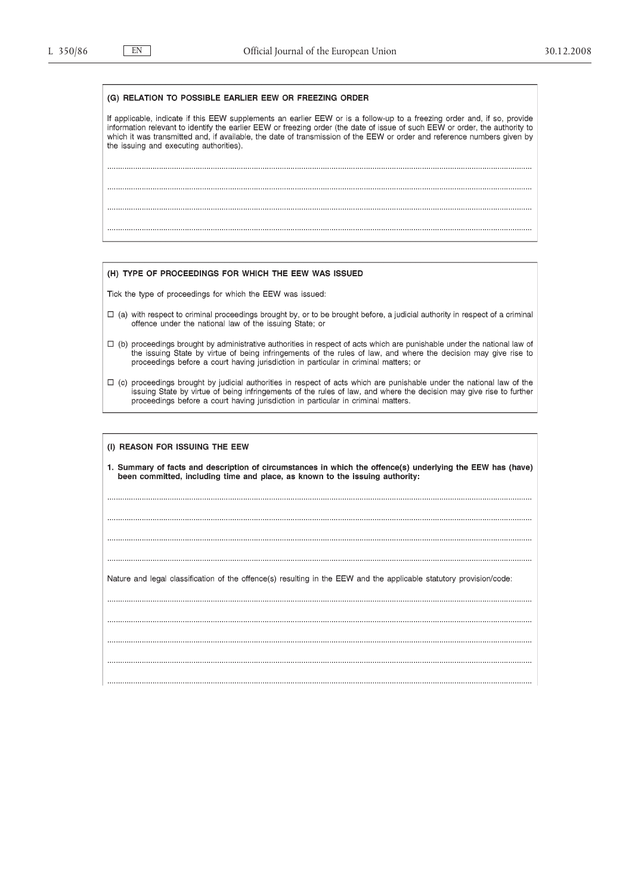### (G) RELATION TO POSSIBLE EARLIER EEW OR FREEZING ORDER

If applicable, indicate if this EEW supplements an earlier EEW or is a follow-up to a freezing order and, if so, provide information relevant to identify the earlier EEW or freezing order (the date of issue of such EEW or order, the authority to which it was transmitted and, if available, the date of transmission of the EEW or order and reference numbers given by the issuing and executing authorities).

..........................................................................................................................................................................................

..........................................................................................................................................................................................

..........................................................................................................................................................................................

..........................................................................................................................................................................................

### (H) TYPE OF PROCEEDINGS FOR WHICH THE EEW WAS ISSUED

Tick the type of proceedings for which the EEW was issued:

☐ (a) with respect to criminal proceedings brought by, or to be brought before, a judicial authority in respect of a criminal offence under the national law of the issuing State; or

☐ (b) proceedings brought by administrative authorities in respect of acts which are punishable under the national law of the issuing State by virtue of being infringements of the rules of law, and where the decision may give rise to proceedings before a court having jurisdiction in particular in criminal matters; or

☐ (c) proceedings brought by judicial authorities in respect of acts which are punishable under the national law of the issuing State by virtue of being infringements of the rules of law, and where the decision may give rise to further proceedings before a court having jurisdiction in particular in criminal matters.

### (I) REASON FOR ISSUING THE EEW

**1. Summary of facts and description of circumstances in which the offence(s) underlying the EEW has (have) been committed, including time and place, as known to the issuing authority:**

..........................................................................................................................................................................................

..........................................................................................................................................................................................

..........................................................................................................................................................................................

..........................................................................................................................................................................................

Nature and legal classification of the offence(s) resulting in the EEW and the applicable statutory provision/code:

..........................................................................................................................................................................................

..........................................................................................................................................................................................

..........................................................................................................................................................................................

..........................................................................................................................................................................................

..........................................................................................................................................................................................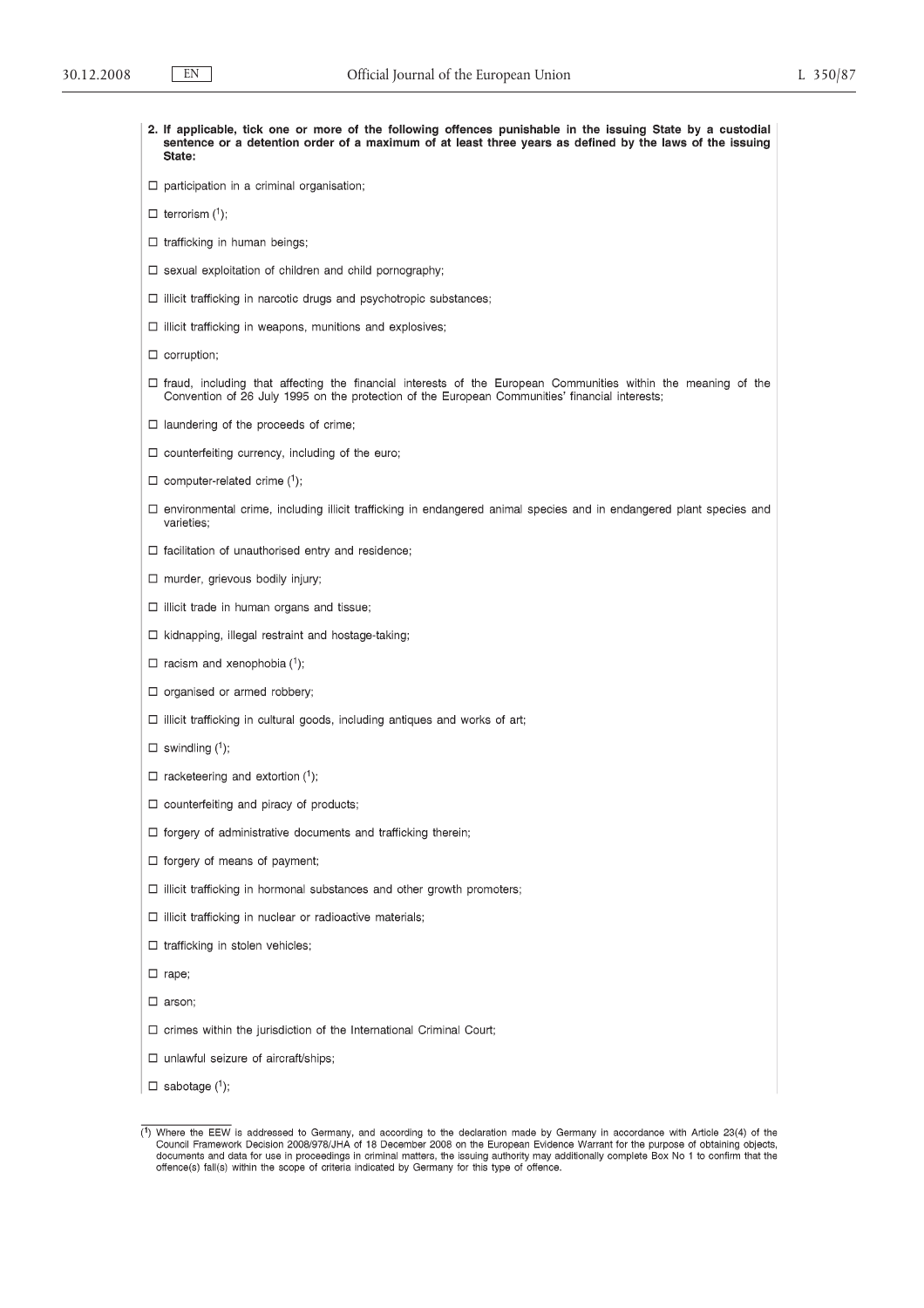**2. If applicable, tick one or more of the following offences punishable in the issuing State by a custodial sentence or a detention order of a maximum of at least three years as defined by the laws of the issuing State:**

☐ participation in a criminal organisation;

☐ terrorism [1];

☐ trafficking in human beings;

☐ sexual exploitation of children and child pornography;

☐ illicit trafficking in narcotic drugs and psychotropic substances;

☐ illicit trafficking in weapons, munitions and explosives;

☐ corruption;

☐ fraud, including that affecting the financial interests of the European Communities within the meaning of the Convention of 26 July 1995 on the protection of the European Communities' financial interests;

☐ laundering of the proceeds of crime;

☐ counterfeiting currency, including of the euro;

☐ computer-related crime [1];

☐ environmental crime, including illicit trafficking in endangered animal species and in endangered plant species and varieties;

☐ facilitation of unauthorised entry and residence;

☐ murder, grievous bodily injury;

☐ illicit trade in human organs and tissue;

☐ kidnapping, illegal restraint and hostage-taking;

☐ racism and xenophobia [1];

☐ organised or armed robbery;

☐ illicit trafficking in cultural goods, including antiques and works of art;

☐ swindling [1];

☐ racketeering and extortion [1];

☐ counterfeiting and piracy of products;

☐ forgery of administrative documents and trafficking therein;

☐ forgery of means of payment;

☐ illicit trafficking in hormonal substances and other growth promoters;

☐ illicit trafficking in nuclear or radioactive materials;

☐ trafficking in stolen vehicles;

☐ rape;

☐ arson;

☐ crimes within the jurisdiction of the International Criminal Court;

☐ unlawful seizure of aircraft/ships;

☐ sabotage [1];

---

[1] Where the EEW is addressed to Germany, and according to the declaration made by Germany in accordance with Article 23(4) of the Council Framework Decision 2008/978/JHA of 18 December 2008 on the European Evidence Warrant for the purpose of obtaining objects, documents and data for use in proceedings in criminal matters, the issuing authority may additionally complete Box No 1 to confirm that the offence(s) fall(s) within the scope of criteria indicated by Germany for this type of offence.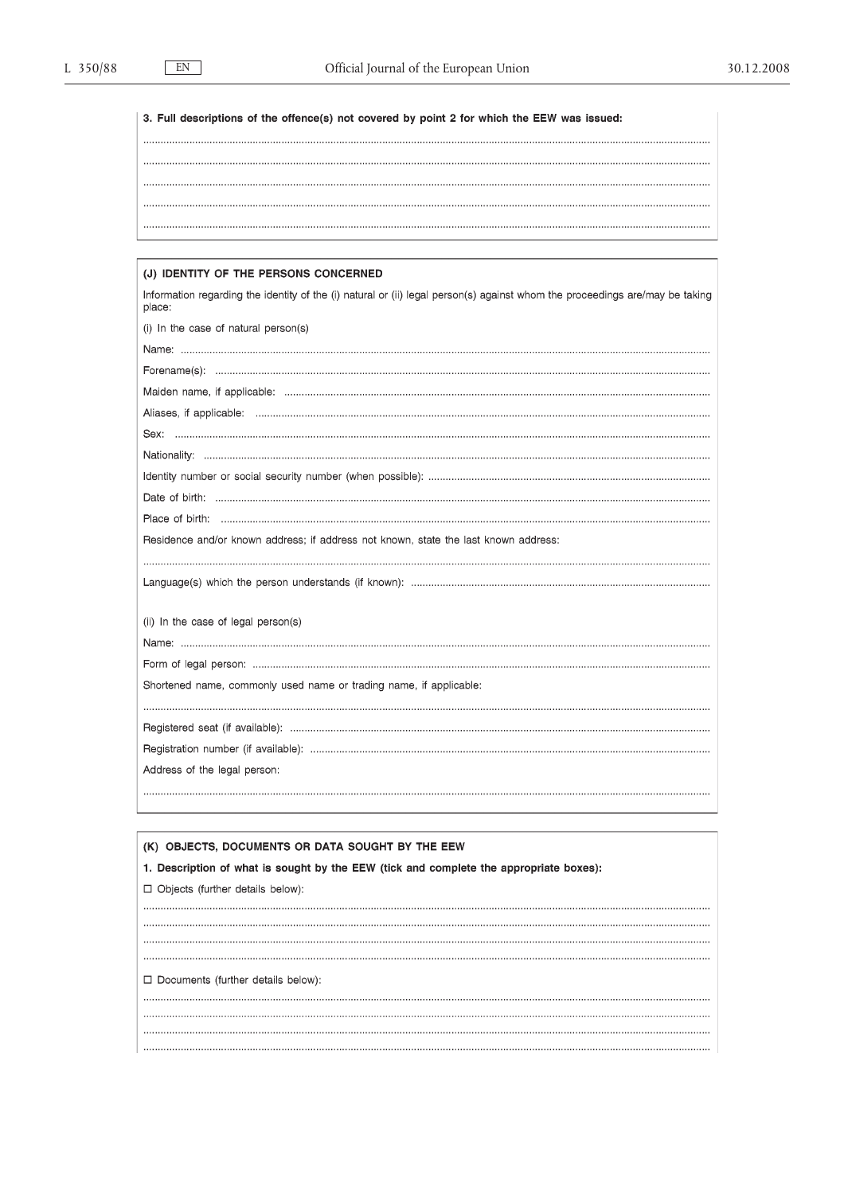**3. Full descriptions of the offence(s) not covered by point 2 for which the EEW was issued:**

.....................................................................................................................................................................................................

.....................................................................................................................................................................................................

.....................................................................................................................................................................................................

.....................................................................................................................................................................................................

.....................................................................................................................................................................................................

**(J) IDENTITY OF THE PERSONS CONCERNED**

Information regarding the identity of the (i) natural or (ii) legal person(s) against whom the proceedings are/may be taking place:

(i) In the case of natural person(s)

Name: .........................................................................................................................................................................................

Forename(s): ..............................................................................................................................................................................

Maiden name, if applicable: ......................................................................................................................................................

Aliases, if applicable: ...............................................................................................................................................................

Sex: ............................................................................................................................................................................................

Nationality: ................................................................................................................................................................................

Identity number or social security number (when possible): ....................................................................................................

Date of birth: .............................................................................................................................................................................

Place of birth: ............................................................................................................................................................................

Residence and/or known address; if address not known, state the last known address:

.....................................................................................................................................................................................................

Language(s) which the person understands (if known): ..........................................................................................................

(ii) In the case of legal person(s)

Name: .........................................................................................................................................................................................

Form of legal person: .................................................................................................................................................................

Shortened name, commonly used name or trading name, if applicable:

.....................................................................................................................................................................................................

Registered seat (if available): ....................................................................................................................................................

Registration number (if available): ............................................................................................................................................

Address of the legal person:

.....................................................................................................................................................................................................

**(K) OBJECTS, DOCUMENTS OR DATA SOUGHT BY THE EEW**

**1. Description of what is sought by the EEW (tick and complete the appropriate boxes):**

☐ Objects (further details below):

.....................................................................................................................................................................................................

.....................................................................................................................................................................................................

.....................................................................................................................................................................................................

.....................................................................................................................................................................................................

☐ Documents (further details below):

.....................................................................................................................................................................................................

.....................................................................................................................................................................................................

.....................................................................................................................................................................................................

.....................................................................................................................................................................................................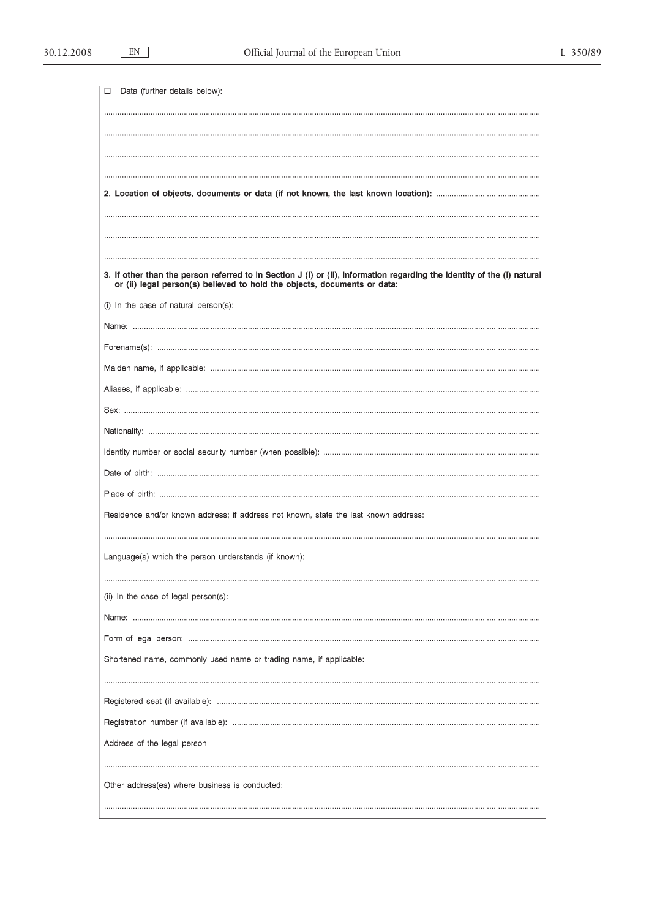☐ Data (further details below):

..............................................................................................................................................................................................

..............................................................................................................................................................................................

..............................................................................................................................................................................................

..............................................................................................................................................................................................

**2. Location of objects, documents or data (if not known, the last known location):** ..............................................

..............................................................................................................................................................................................

..............................................................................................................................................................................................

..............................................................................................................................................................................................

**3. If other than the person referred to in Section J (i) or (ii), information regarding the identity of the (i) natural or (ii) legal person(s) believed to hold the objects, documents or data:**

(i) In the case of natural person(s):

Name: ..................................................................................................................................................................

Forename(s): ........................................................................................................................................................

Maiden name, if applicable: ...............................................................................................................................

Aliases, if applicable: ..........................................................................................................................................

Sex: .....................................................................................................................................................................

Nationality: ..........................................................................................................................................................

Identity number or social security number (when possible): ..............................................................................

Date of birth: .......................................................................................................................................................

Place of birth: ......................................................................................................................................................

Residence and/or known address; if address not known, state the last known address:

..............................................................................................................................................................................................

Language(s) which the person understands (if known):

..............................................................................................................................................................................................

(ii) In the case of legal person(s):

Name: ..................................................................................................................................................................

Form of legal person: ..........................................................................................................................................

Shortened name, commonly used name or trading name, if applicable:

..............................................................................................................................................................................................

Registered seat (if available): ..............................................................................................................................

Registration number (if available): .......................................................................................................................

Address of the legal person:

..............................................................................................................................................................................................

Other address(es) where business is conducted:

..............................................................................................................................................................................................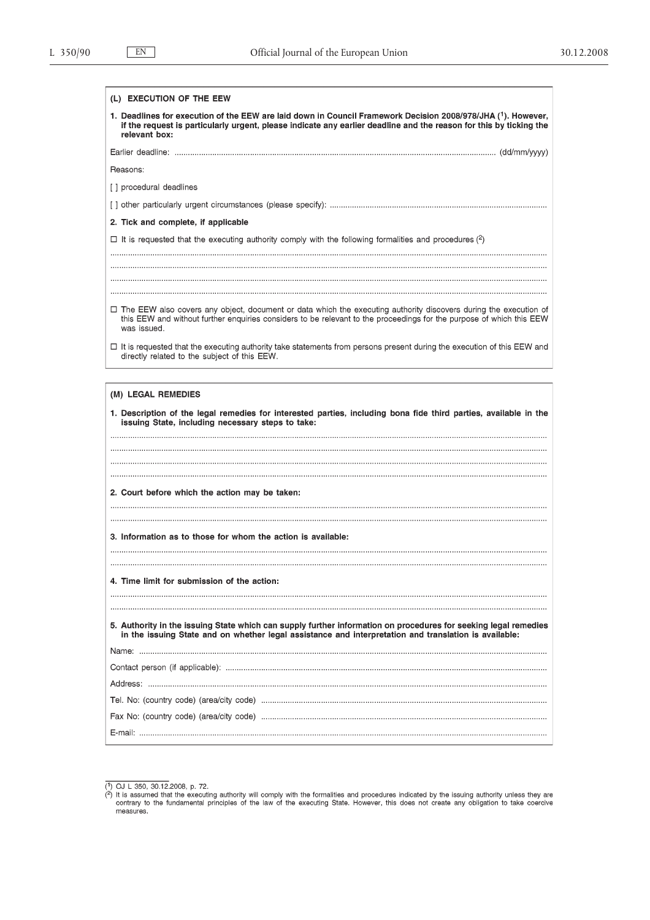**(L) EXECUTION OF THE EEW**

**1. Deadlines for execution of the EEW are laid down in Council Framework Decision 2008/978/JHA [1]. However, if the request is particularly urgent, please indicate any earlier deadline and the reason for this by ticking the relevant box:**

Earlier deadline: ........................................................................................................................................... (dd/mm/yyyy)

Reasons:

[ ] procedural deadlines

[ ] other particularly urgent circumstances (please specify): ..................................................................................................

**2. Tick and complete, if applicable**

☐ It is requested that the executing authority comply with the following formalities and procedures [2]

..........................................................................................................................................................................................

..........................................................................................................................................................................................

..........................................................................................................................................................................................

..........................................................................................................................................................................................

☐ The EEW also covers any object, document or data which the executing authority discovers during the execution of this EEW and without further enquiries considers to be relevant to the proceedings for the purpose of which this EEW was issued.

☐ It is requested that the executing authority take statements from persons present during the execution of this EEW and directly related to the subject of this EEW.

**(M) LEGAL REMEDIES**

**1. Description of the legal remedies for interested parties, including bona fide third parties, available in the issuing State, including necessary steps to take:**

..........................................................................................................................................................................................

..........................................................................................................................................................................................

..........................................................................................................................................................................................

..........................................................................................................................................................................................

**2. Court before which the action may be taken:**

..........................................................................................................................................................................................

..........................................................................................................................................................................................

**3. Information as to those for whom the action is available:**

..........................................................................................................................................................................................

..........................................................................................................................................................................................

**4. Time limit for submission of the action:**

..........................................................................................................................................................................................

..........................................................................................................................................................................................

**5. Authority in the issuing State which can supply further information on procedures for seeking legal remedies in the issuing State and on whether legal assistance and interpretation and translation is available:**

Name: ..............................................................................................................................................................................

Contact person (if applicable): ...........................................................................................................................................

Address: ...........................................................................................................................................................................

Tel. No: (country code) (area/city code) ..............................................................................................................................

Fax No: (country code) (area/city code) ..............................................................................................................................

E-mail: ............................................................................................................................................................................

---

[1] OJ L 350, 30.12.2008, p. 72.

[2] It is assumed that the executing authority will comply with the formalities and procedures indicated by the issuing authority unless they are contrary to the fundamental principles of the law of the executing State. However, this does not create any obligation to take coercive measures.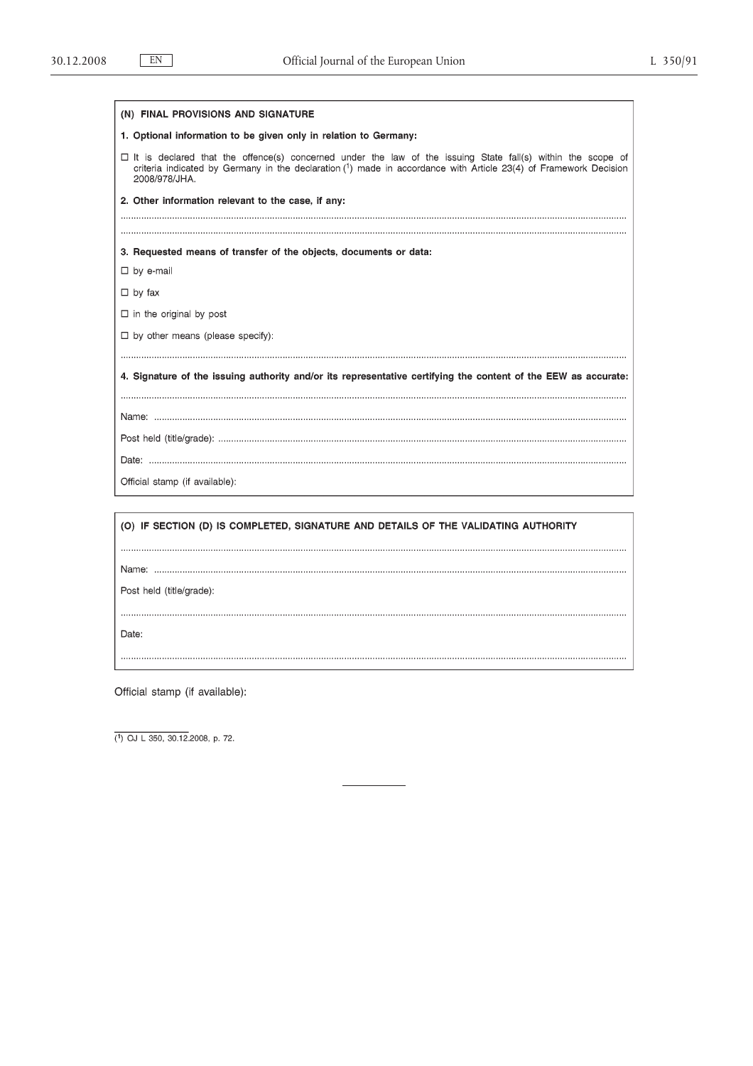**(N) FINAL PROVISIONS AND SIGNATURE**

**1. Optional information to be given only in relation to Germany:**

☐ It is declared that the offence(s) concerned under the law of the issuing State fall(s) within the scope of criteria indicated by Germany in the declaration [1] made in accordance with Article 23(4) of Framework Decision 2008/978/JHA.

**2. Other information relevant to the case, if any:**

..........................................................................................................................................................................................

..........................................................................................................................................................................................

**3. Requested means of transfer of the objects, documents or data:**

☐ by e-mail

☐ by fax

☐ in the original by post

☐ by other means (please specify):

..........................................................................................................................................................................................

**4. Signature of the issuing authority and/or its representative certifying the content of the EEW as accurate:**

..........................................................................................................................................................................................

Name: ...............................................................................................................................................................................

Post held (title/grade): ......................................................................................................................................................

Date: .................................................................................................................................................................................

Official stamp (if available):

**(O) IF SECTION (D) IS COMPLETED, SIGNATURE AND DETAILS OF THE VALIDATING AUTHORITY**

..........................................................................................................................................................................................

Name: ...............................................................................................................................................................................

Post held (title/grade):

..........................................................................................................................................................................................

Date:

..........................................................................................................................................................................................

Official stamp (if available):

[1] OJ L 350, 30.12.2008, p. 72.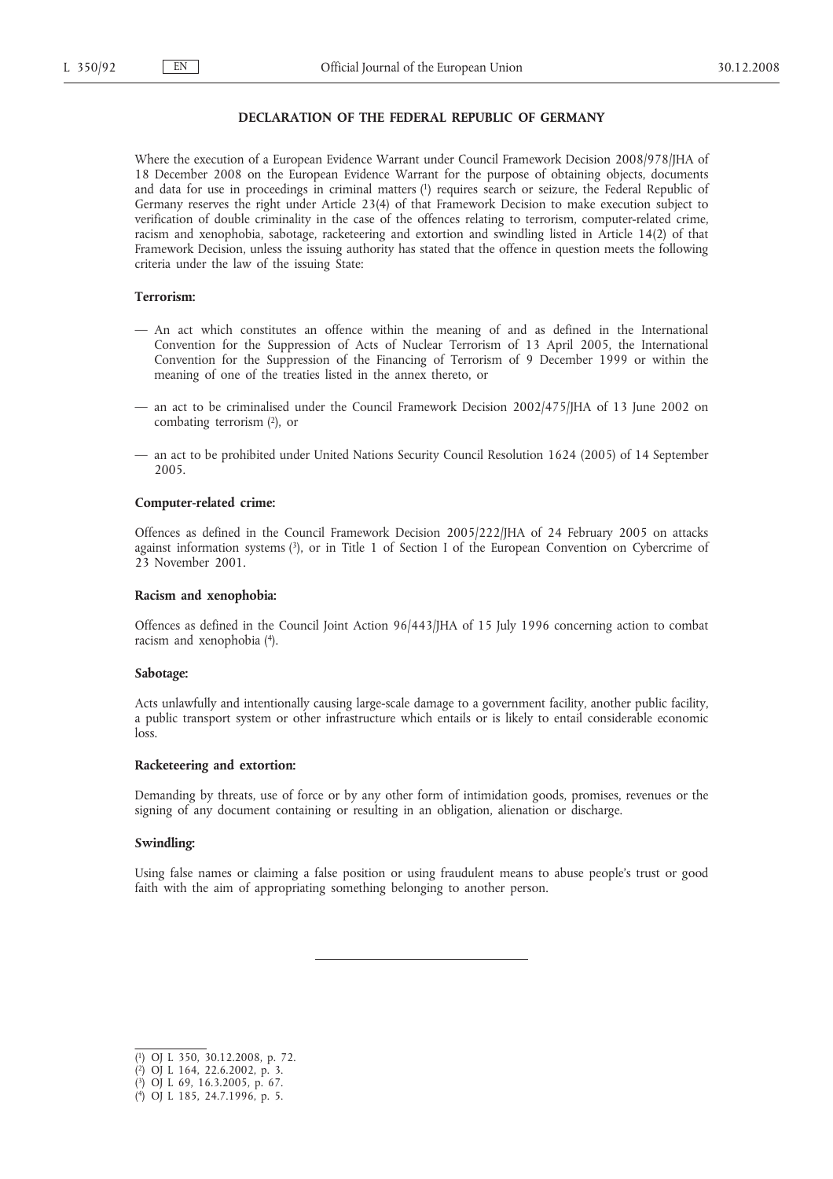**DECLARATION OF THE FEDERAL REPUBLIC OF GERMANY**

Where the execution of a European Evidence Warrant under Council Framework Decision 2008/978/JHA of 18 December 2008 on the European Evidence Warrant for the purpose of obtaining objects, documents and data for use in proceedings in criminal matters [1] requires search or seizure, the Federal Republic of Germany reserves the right under Article 23(4) of that Framework Decision to make execution subject to verification of double criminality in the case of the offences relating to terrorism, computer-related crime, racism and xenophobia, sabotage, racketeering and extortion and swindling listed in Article 14(2) of that Framework Decision, unless the issuing authority has stated that the offence in question meets the following criteria under the law of the issuing State:

**Terrorism:**

— An act which constitutes an offence within the meaning of and as defined in the International Convention for the Suppression of Acts of Nuclear Terrorism of 13 April 2005, the International Convention for the Suppression of the Financing of Terrorism of 9 December 1999 or within the meaning of one of the treaties listed in the annex thereto, or

— an act to be criminalised under the Council Framework Decision 2002/475/JHA of 13 June 2002 on combating terrorism [2], or

— an act to be prohibited under United Nations Security Council Resolution 1624 (2005) of 14 September 2005.

**Computer-related crime:**

Offences as defined in the Council Framework Decision 2005/222/JHA of 24 February 2005 on attacks against information systems [3], or in Title 1 of Section I of the European Convention on Cybercrime of 23 November 2001.

**Racism and xenophobia:**

Offences as defined in the Council Joint Action 96/443/JHA of 15 July 1996 concerning action to combat racism and xenophobia [4].

**Sabotage:**

Acts unlawfully and intentionally causing large-scale damage to a government facility, another public facility, a public transport system or other infrastructure which entails or is likely to entail considerable economic loss.

**Racketeering and extortion:**

Demanding by threats, use of force or by any other form of intimidation goods, promises, revenues or the signing of any document containing or resulting in an obligation, alienation or discharge.

**Swindling:**

Using false names or claiming a false position or using fraudulent means to abuse people's trust or good faith with the aim of appropriating something belonging to another person.

---

[1] OJ L 350, 30.12.2008, p. 72.
[2] OJ L 164, 22.6.2002, p. 3.
[3] OJ L 69, 16.3.2005, p. 67.
[4] OJ L 185, 24.7.1996, p. 5.